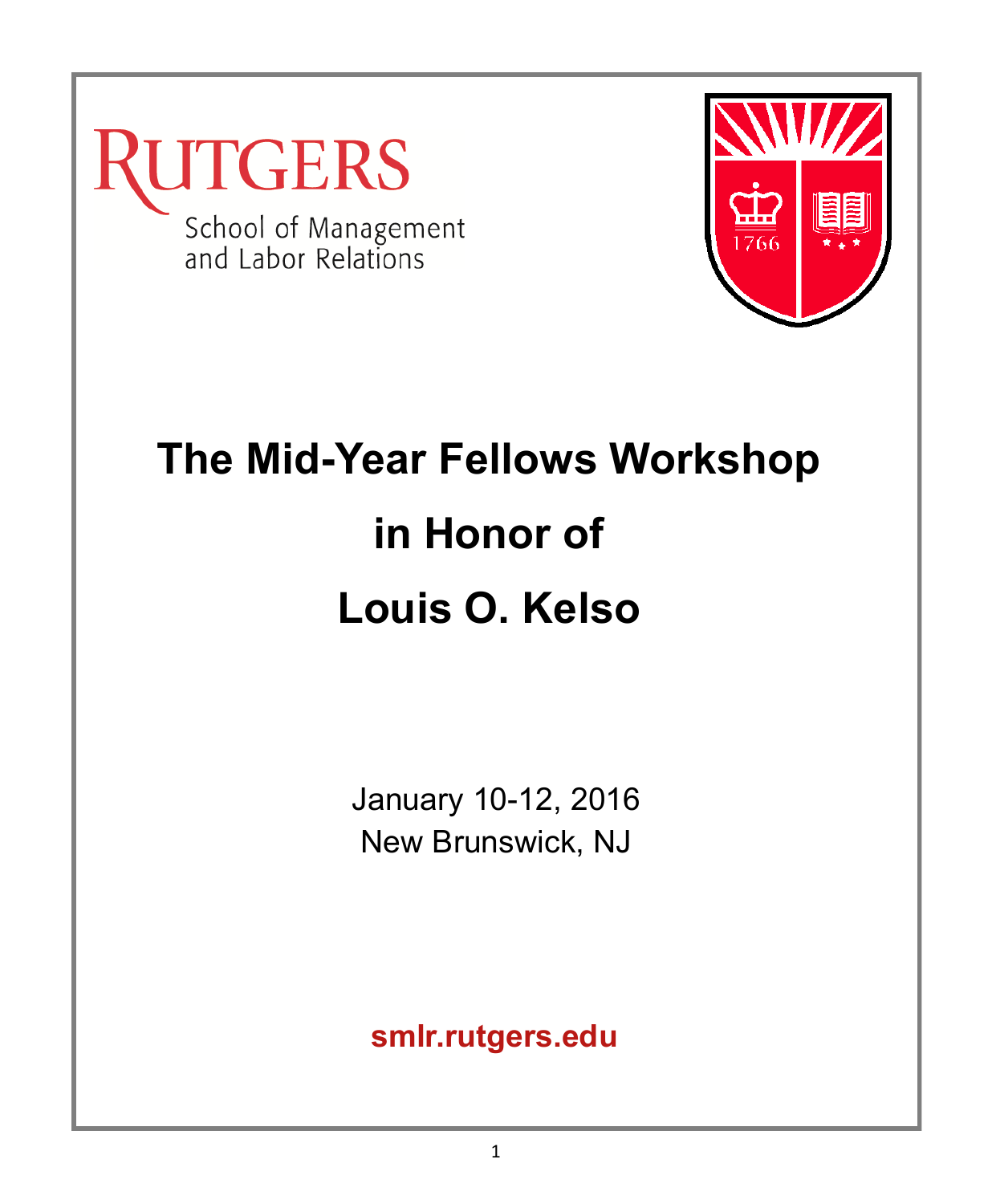RUTGERS

School of Management and Labor Relations

# The Mid-Year Fellows Workshop in Honor of Louis O. Kelso

January 10-12, 2016

New Brunswick, NJ

**smlr.rutgers.edu**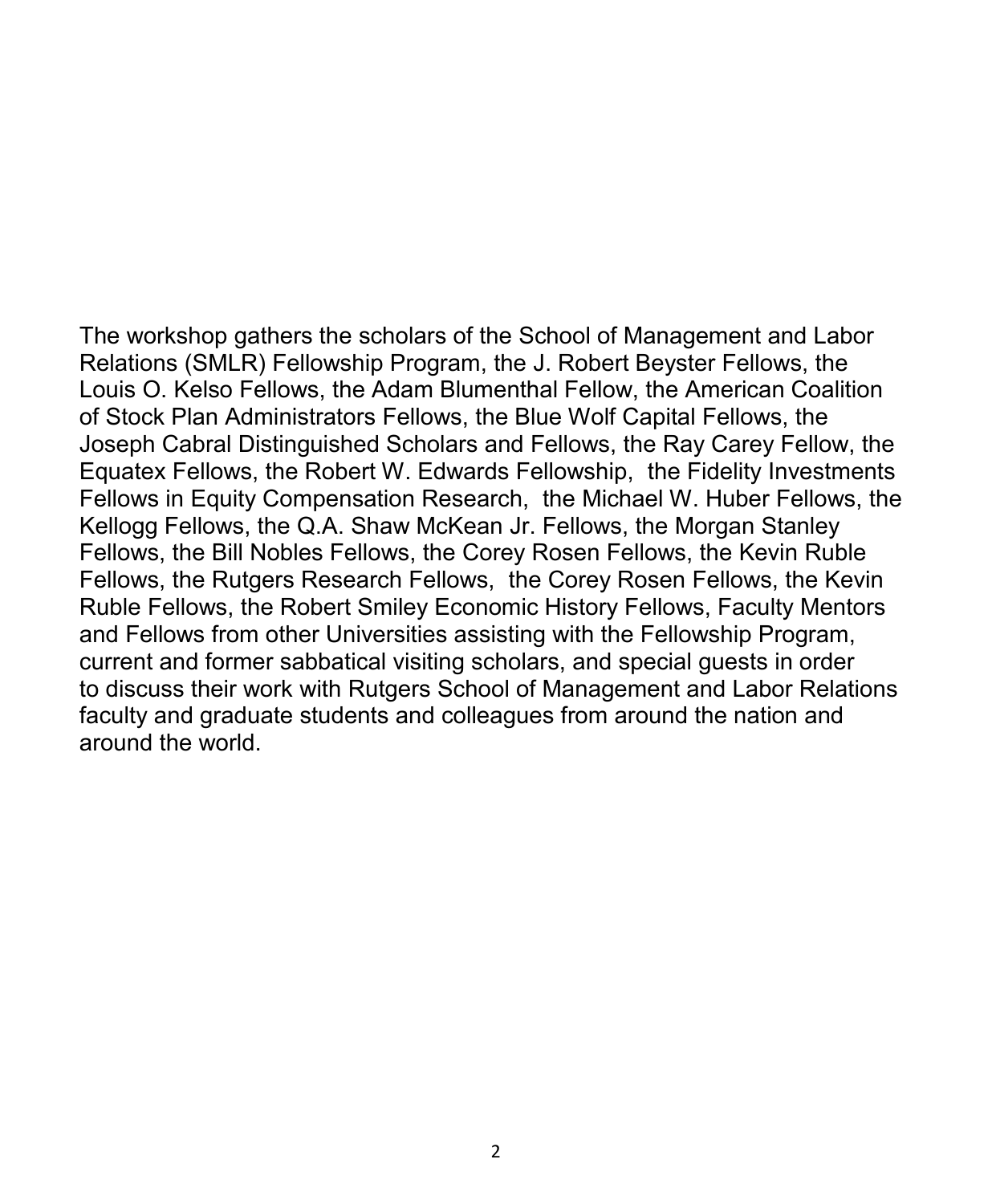The workshop gathers the scholars of the School of Management and Labor Relations (SMLR) Fellowship Program, the J. Robert Beyster Fellows, the Louis O. Kelso Fellows, the Adam Blumenthal Fellow, the American Coalition of Stock Plan Administrators Fellows, the Blue Wolf Capital Fellows, the Joseph Cabral Distinguished Scholars and Fellows, the Ray Carey Fellow, the Equatex Fellows, the Robert W. Edwards Fellowship, the Fidelity Investments Fellows in Equity Compensation Research, the Michael W. Huber Fellows, the Kellogg Fellows, the Q.A. Shaw McKean Jr. Fellows, the Morgan Stanley Fellows, the Bill Nobles Fellows, the Corey Rosen Fellows, the Kevin Ruble Fellows, the Rutgers Research Fellows, the Corey Rosen Fellows, the Kevin Ruble Fellows, the Robert Smiley Economic History Fellows, Faculty Mentors and Fellows from other Universities assisting with the Fellowship Program, current and former sabbatical visiting scholars, and special guests in order to discuss their work with Rutgers School of Management and Labor Relations faculty and graduate students and colleagues from around the nation and around the world.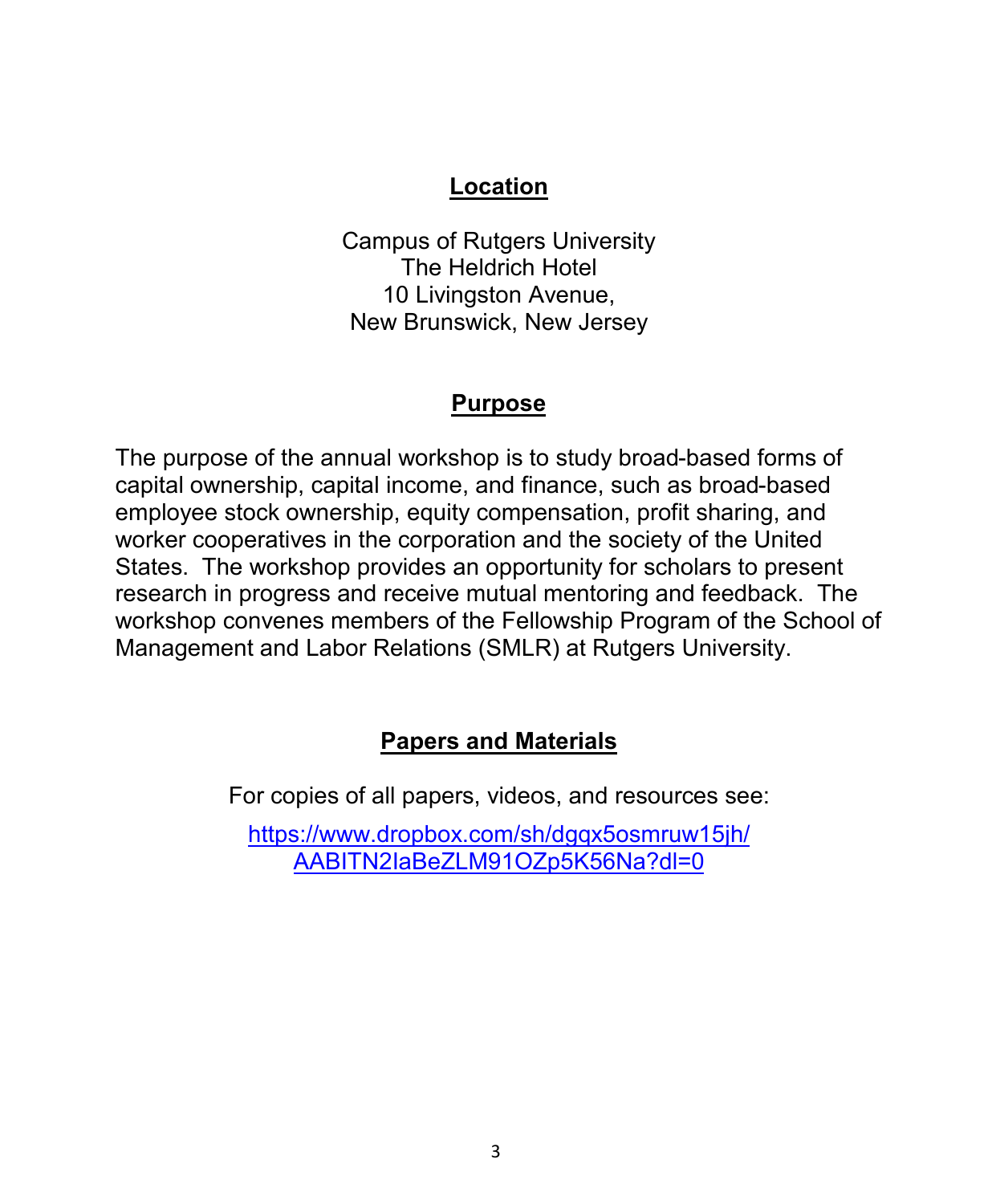## Location

Campus of Rutgers University
The Heldrich Hotel
10 Livingston Avenue,
New Brunswick, New Jersey

## Purpose

The purpose of the annual workshop is to study broad-based forms of capital ownership, capital income, and finance, such as broad-based employee stock ownership, equity compensation, profit sharing, and worker cooperatives in the corporation and the society of the United States. The workshop provides an opportunity for scholars to present research in progress and receive mutual mentoring and feedback. The workshop convenes members of the Fellowship Program of the School of Management and Labor Relations (SMLR) at Rutgers University.

## Papers and Materials

For copies of all papers, videos, and resources see:

[https://www.dropbox.com/sh/dgqx5osmruw15jh/AABITN2laBeZLM91OZp5K56Na?dl=0](https://www.dropbox.com/sh/dgqx5osmruw15jh/AABITN2laBeZLM91OZp5K56Na?dl=0)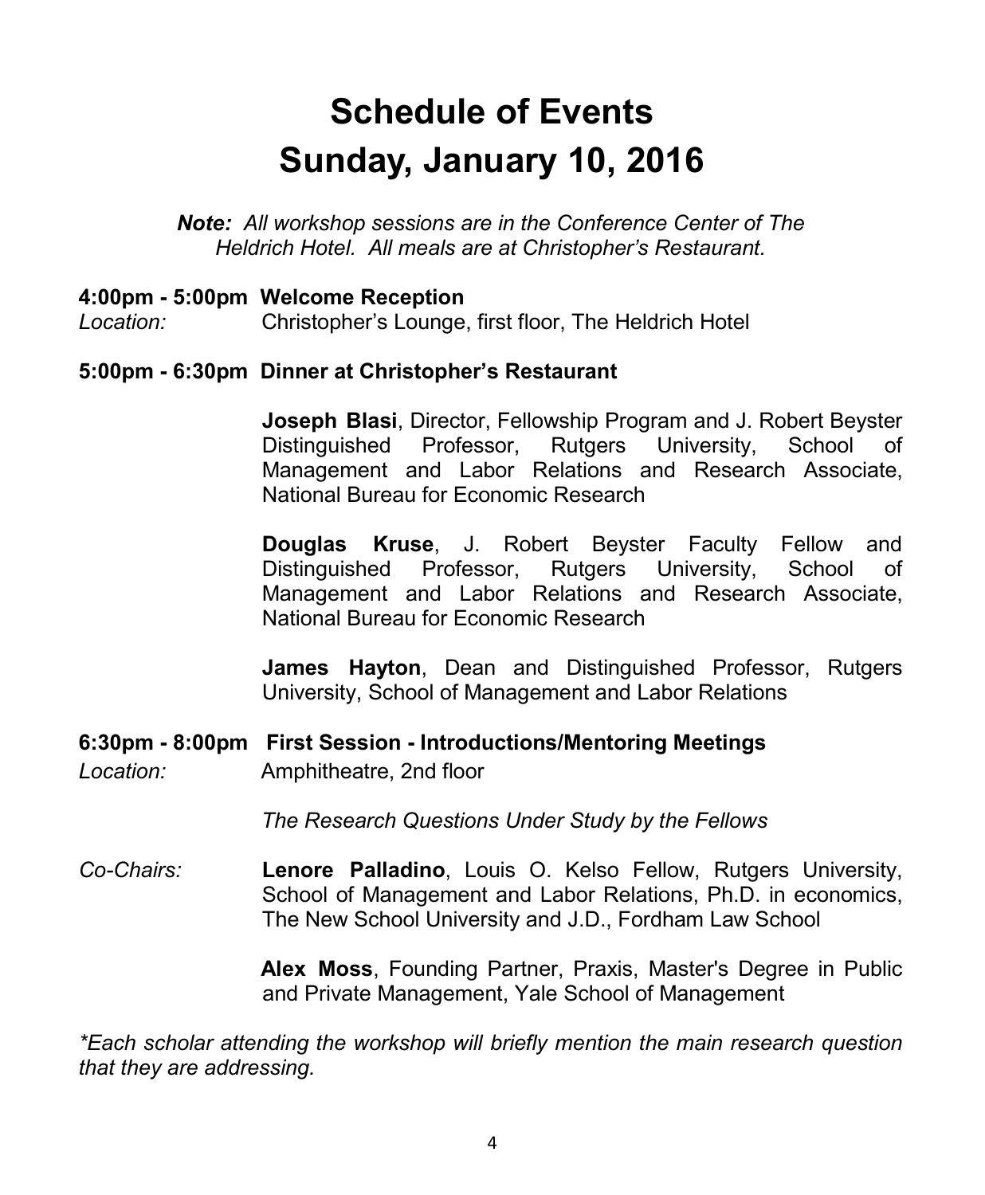# Schedule of Events
# Sunday, January 10, 2016

***Note:*** *All workshop sessions are in the Conference Center of The Heldrich Hotel. All meals are at Christopher's Restaurant.*

**4:00pm - 5:00pm Welcome Reception**
*Location:* Christopher's Lounge, first floor, The Heldrich Hotel

**5:00pm - 6:30pm Dinner at Christopher's Restaurant**

**Joseph Blasi**, Director, Fellowship Program and J. Robert Beyster Distinguished Professor, Rutgers University, School of Management and Labor Relations and Research Associate, National Bureau for Economic Research

**Douglas Kruse**, J. Robert Beyster Faculty Fellow and Distinguished Professor, Rutgers University, School of Management and Labor Relations and Research Associate, National Bureau for Economic Research

**James Hayton**, Dean and Distinguished Professor, Rutgers University, School of Management and Labor Relations

**6:30pm - 8:00pm First Session - Introductions/Mentoring Meetings**
*Location:* Amphitheatre, 2nd floor

*The Research Questions Under Study by the Fellows*

*Co-Chairs:* **Lenore Palladino**, Louis O. Kelso Fellow, Rutgers University, School of Management and Labor Relations, Ph.D. in economics, The New School University and J.D., Fordham Law School

**Alex Moss**, Founding Partner, Praxis, Master's Degree in Public and Private Management, Yale School of Management

*\*Each scholar attending the workshop will briefly mention the main research question that they are addressing.*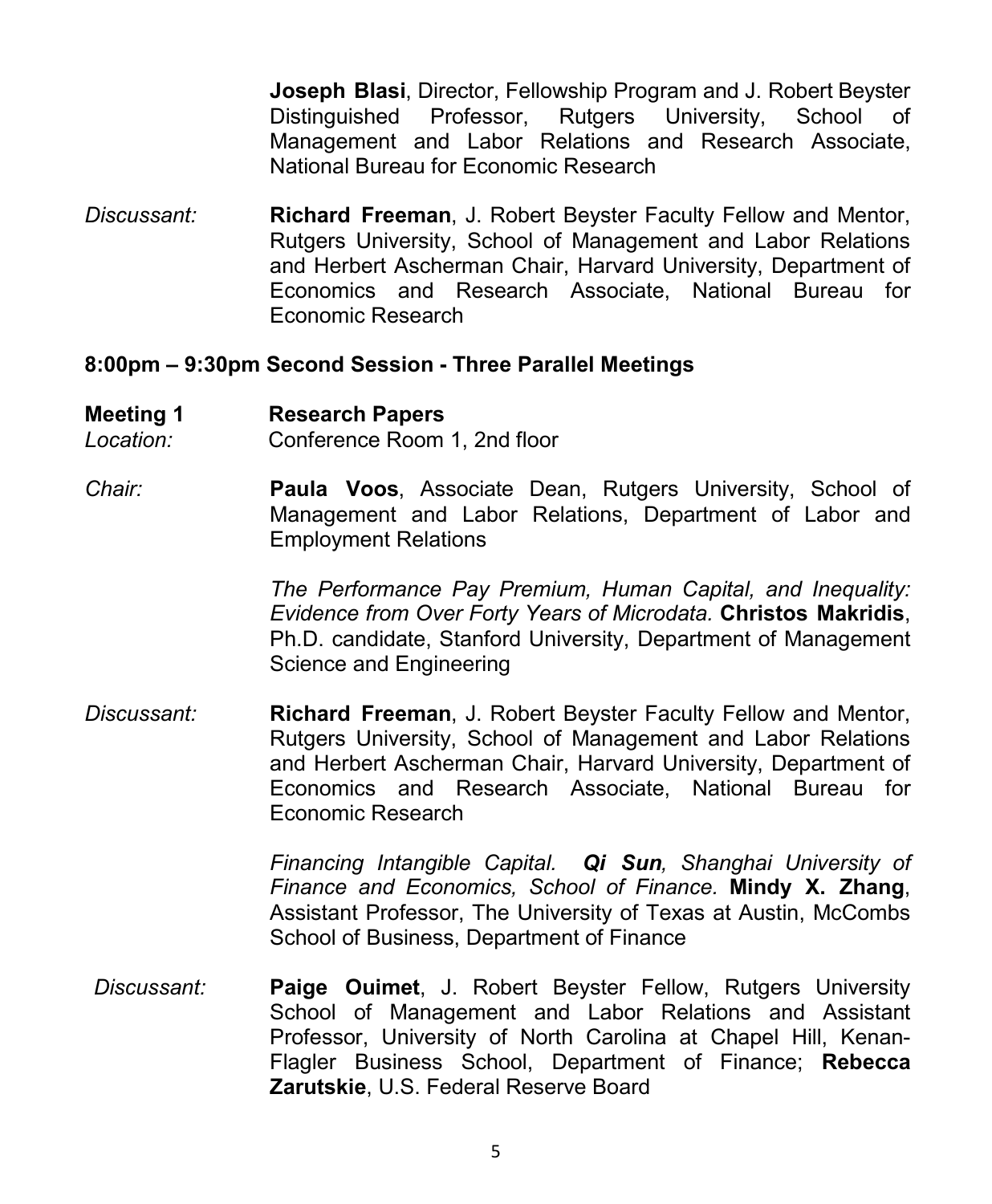**Joseph Blasi**, Director, Fellowship Program and J. Robert Beyster Distinguished Professor, Rutgers University, School of Management and Labor Relations and Research Associate, National Bureau for Economic Research

*Discussant:* **Richard Freeman**, J. Robert Beyster Faculty Fellow and Mentor, Rutgers University, School of Management and Labor Relations and Herbert Ascherman Chair, Harvard University, Department of Economics and Research Associate, National Bureau for Economic Research

**8:00pm – 9:30pm Second Session - Three Parallel Meetings**

**Meeting 1** **Research Papers**
*Location:* Conference Room 1, 2nd floor

*Chair:* **Paula Voos**, Associate Dean, Rutgers University, School of Management and Labor Relations, Department of Labor and Employment Relations

*The Performance Pay Premium, Human Capital, and Inequality: Evidence from Over Forty Years of Microdata.* **Christos Makridis**, Ph.D. candidate, Stanford University, Department of Management Science and Engineering

*Discussant:* **Richard Freeman**, J. Robert Beyster Faculty Fellow and Mentor, Rutgers University, School of Management and Labor Relations and Herbert Ascherman Chair, Harvard University, Department of Economics and Research Associate, National Bureau for Economic Research

*Financing Intangible Capital.* ***Qi Sun****, Shanghai University of Finance and Economics, School of Finance.* **Mindy X. Zhang**, Assistant Professor, The University of Texas at Austin, McCombs School of Business, Department of Finance

*Discussant:* **Paige Ouimet**, J. Robert Beyster Fellow, Rutgers University School of Management and Labor Relations and Assistant Professor, University of North Carolina at Chapel Hill, Kenan-Flagler Business School, Department of Finance; **Rebecca Zarutskie**, U.S. Federal Reserve Board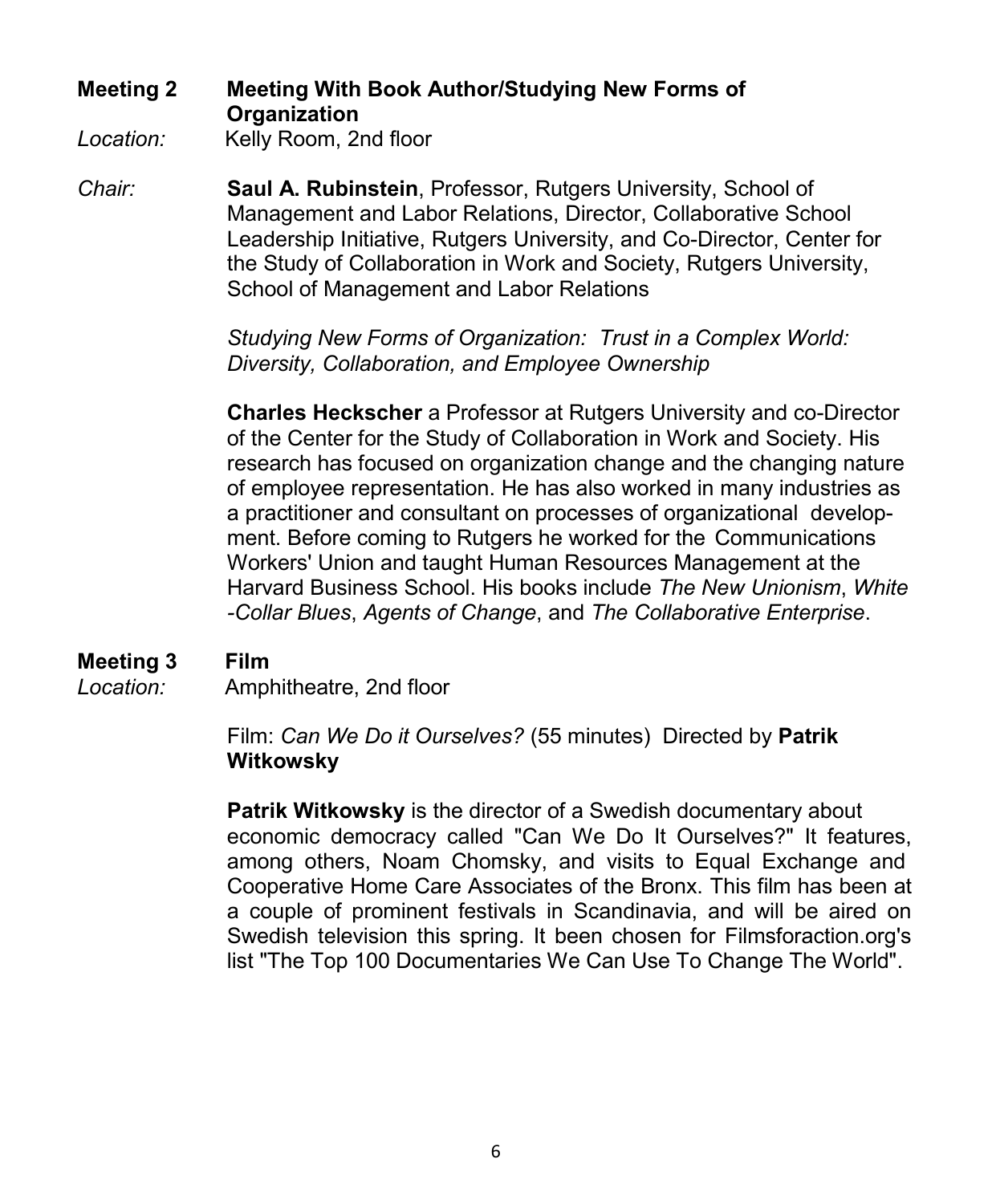**Meeting 2** **Meeting With Book Author/Studying New Forms of Organization**

*Location:* Kelly Room, 2nd floor

*Chair:* **Saul A. Rubinstein**, Professor, Rutgers University, School of Management and Labor Relations, Director, Collaborative School Leadership Initiative, Rutgers University, and Co-Director, Center for the Study of Collaboration in Work and Society, Rutgers University, School of Management and Labor Relations

*Studying New Forms of Organization: Trust in a Complex World: Diversity, Collaboration, and Employee Ownership*

**Charles Heckscher** a Professor at Rutgers University and co-Director of the Center for the Study of Collaboration in Work and Society. His research has focused on organization change and the changing nature of employee representation. He has also worked in many industries as a practitioner and consultant on processes of organizational development. Before coming to Rutgers he worked for the Communications Workers' Union and taught Human Resources Management at the Harvard Business School. His books include *The New Unionism*, *White-Collar Blues*, *Agents of Change*, and *The Collaborative Enterprise*.

**Meeting 3** **Film**

*Location:* Amphitheatre, 2nd floor

Film: *Can We Do it Ourselves?* (55 minutes) Directed by **Patrik Witkowsky**

**Patrik Witkowsky** is the director of a Swedish documentary about economic democracy called "Can We Do It Ourselves?" It features, among others, Noam Chomsky, and visits to Equal Exchange and Cooperative Home Care Associates of the Bronx. This film has been at a couple of prominent festivals in Scandinavia, and will be aired on Swedish television this spring. It been chosen for Filmsforaction.org's list "The Top 100 Documentaries We Can Use To Change The World".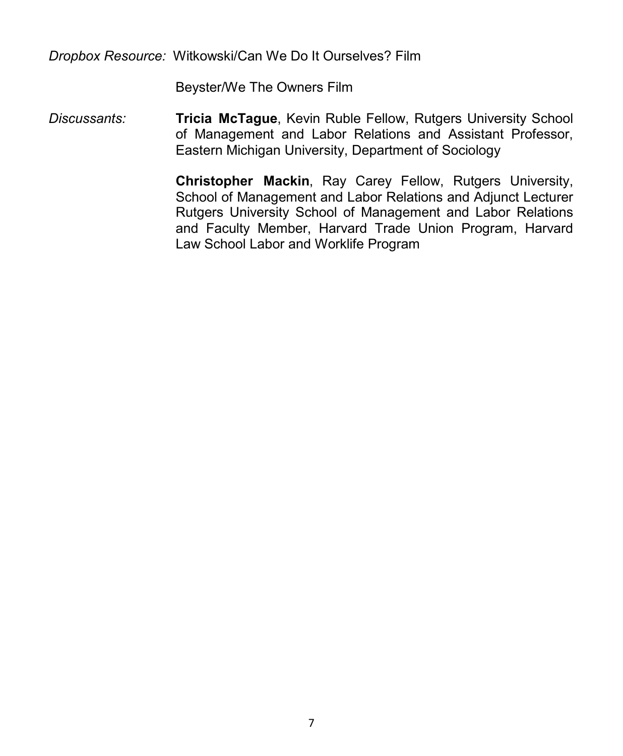*Dropbox Resource:* Witkowski/Can We Do It Ourselves? Film

Beyster/We The Owners Film

*Discussants:* **Tricia McTague**, Kevin Ruble Fellow, Rutgers University School of Management and Labor Relations and Assistant Professor, Eastern Michigan University, Department of Sociology

**Christopher Mackin**, Ray Carey Fellow, Rutgers University, School of Management and Labor Relations and Adjunct Lecturer Rutgers University School of Management and Labor Relations and Faculty Member, Harvard Trade Union Program, Harvard Law School Labor and Worklife Program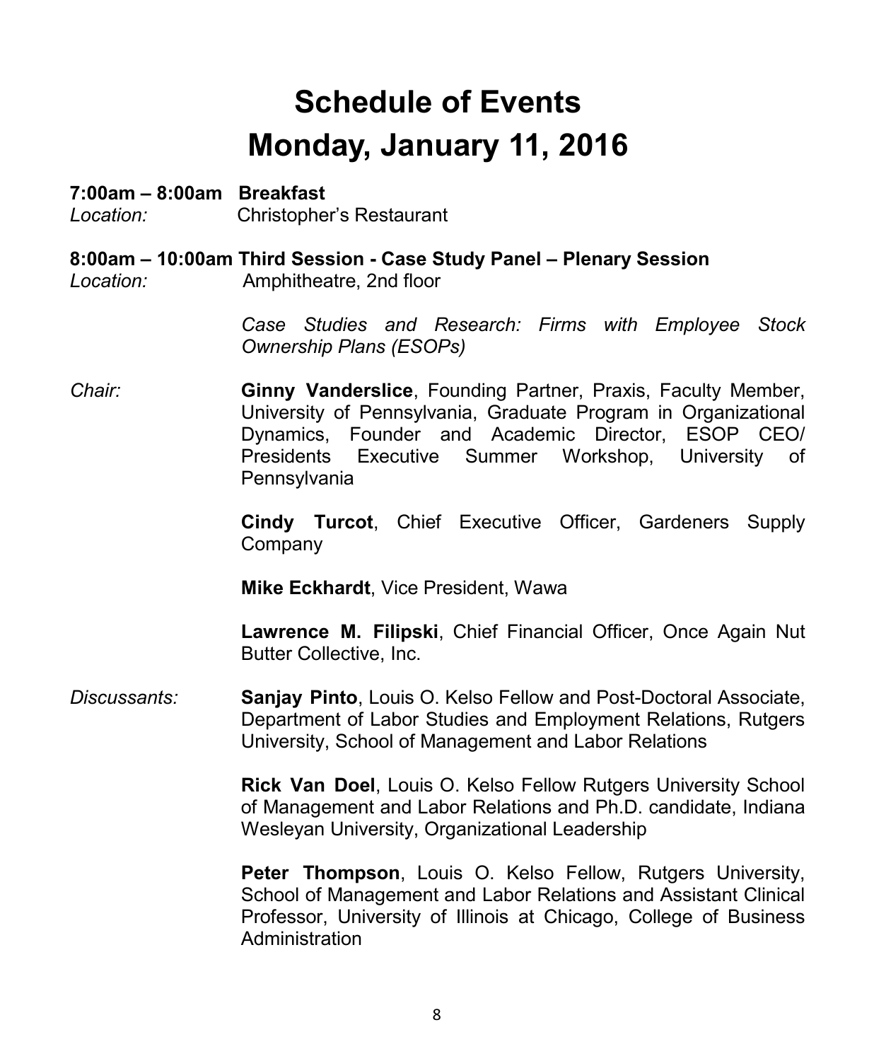# Schedule of Events
# Monday, January 11, 2016

**7:00am – 8:00am Breakfast**
*Location:* Christopher's Restaurant

**8:00am – 10:00am Third Session - Case Study Panel – Plenary Session**
*Location:* Amphitheatre, 2nd floor

*Case Studies and Research: Firms with Employee Stock Ownership Plans (ESOPs)*

*Chair:* **Ginny Vanderslice**, Founding Partner, Praxis, Faculty Member, University of Pennsylvania, Graduate Program in Organizational Dynamics, Founder and Academic Director, ESOP CEO/ Presidents Executive Summer Workshop, University of Pennsylvania

**Cindy Turcot**, Chief Executive Officer, Gardeners Supply Company

**Mike Eckhardt**, Vice President, Wawa

**Lawrence M. Filipski**, Chief Financial Officer, Once Again Nut Butter Collective, Inc.

*Discussants:* **Sanjay Pinto**, Louis O. Kelso Fellow and Post-Doctoral Associate, Department of Labor Studies and Employment Relations, Rutgers University, School of Management and Labor Relations

**Rick Van Doel**, Louis O. Kelso Fellow Rutgers University School of Management and Labor Relations and Ph.D. candidate, Indiana Wesleyan University, Organizational Leadership

**Peter Thompson**, Louis O. Kelso Fellow, Rutgers University, School of Management and Labor Relations and Assistant Clinical Professor, University of Illinois at Chicago, College of Business Administration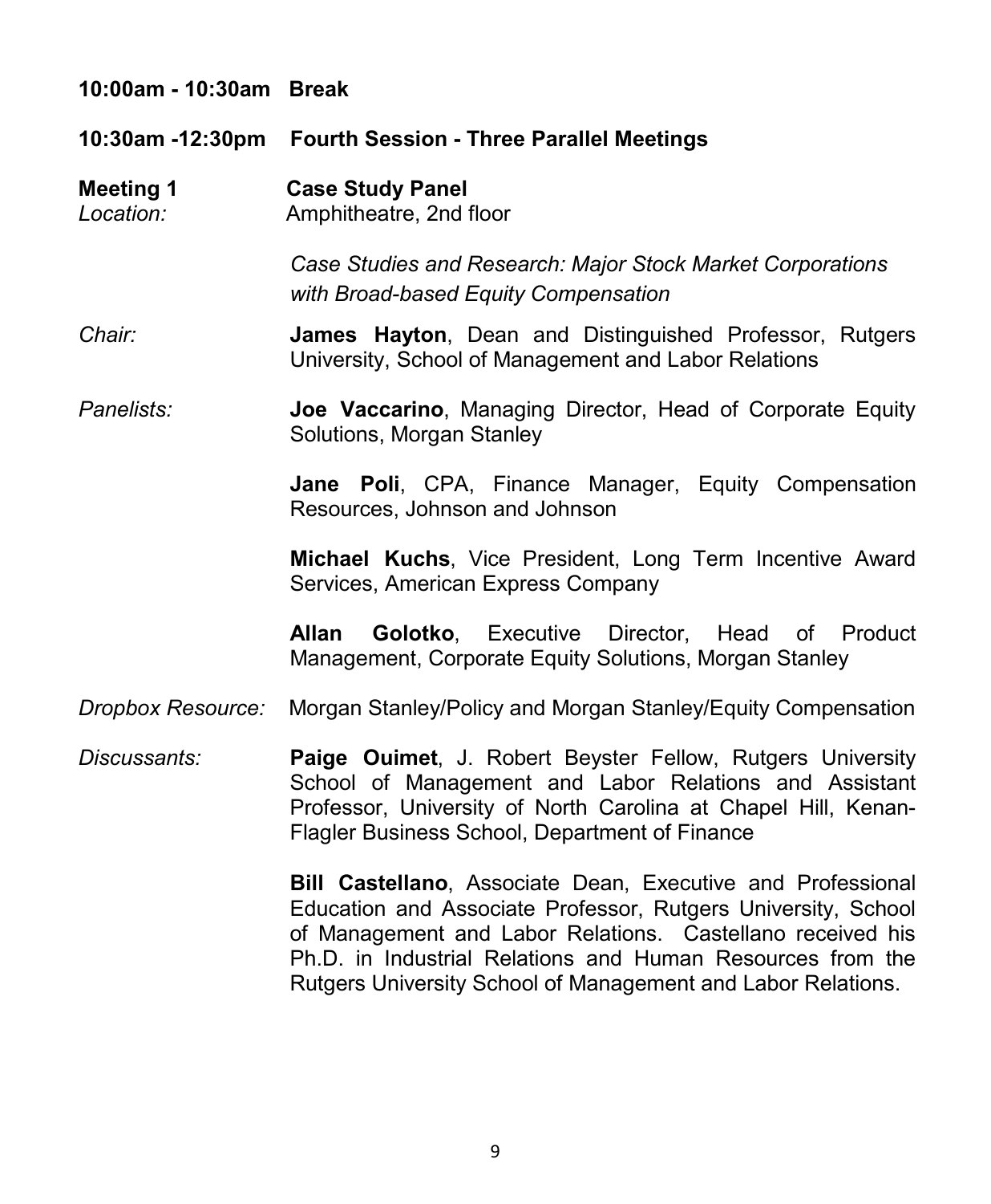**10:00am - 10:30am Break**

**10:30am -12:30pm Fourth Session - Three Parallel Meetings**

**Meeting 1** **Case Study Panel**
*Location:* Amphitheatre, 2nd floor

*Case Studies and Research: Major Stock Market Corporations with Broad-based Equity Compensation*

*Chair:* **James Hayton**, Dean and Distinguished Professor, Rutgers University, School of Management and Labor Relations

*Panelists:* **Joe Vaccarino**, Managing Director, Head of Corporate Equity Solutions, Morgan Stanley

**Jane Poli**, CPA, Finance Manager, Equity Compensation Resources, Johnson and Johnson

**Michael Kuchs**, Vice President, Long Term Incentive Award Services, American Express Company

**Allan Golotko**, Executive Director, Head of Product Management, Corporate Equity Solutions, Morgan Stanley

*Dropbox Resource:* Morgan Stanley/Policy and Morgan Stanley/Equity Compensation

*Discussants:* **Paige Ouimet**, J. Robert Beyster Fellow, Rutgers University School of Management and Labor Relations and Assistant Professor, University of North Carolina at Chapel Hill, Kenan-Flagler Business School, Department of Finance

**Bill Castellano**, Associate Dean, Executive and Professional Education and Associate Professor, Rutgers University, School of Management and Labor Relations. Castellano received his Ph.D. in Industrial Relations and Human Resources from the Rutgers University School of Management and Labor Relations.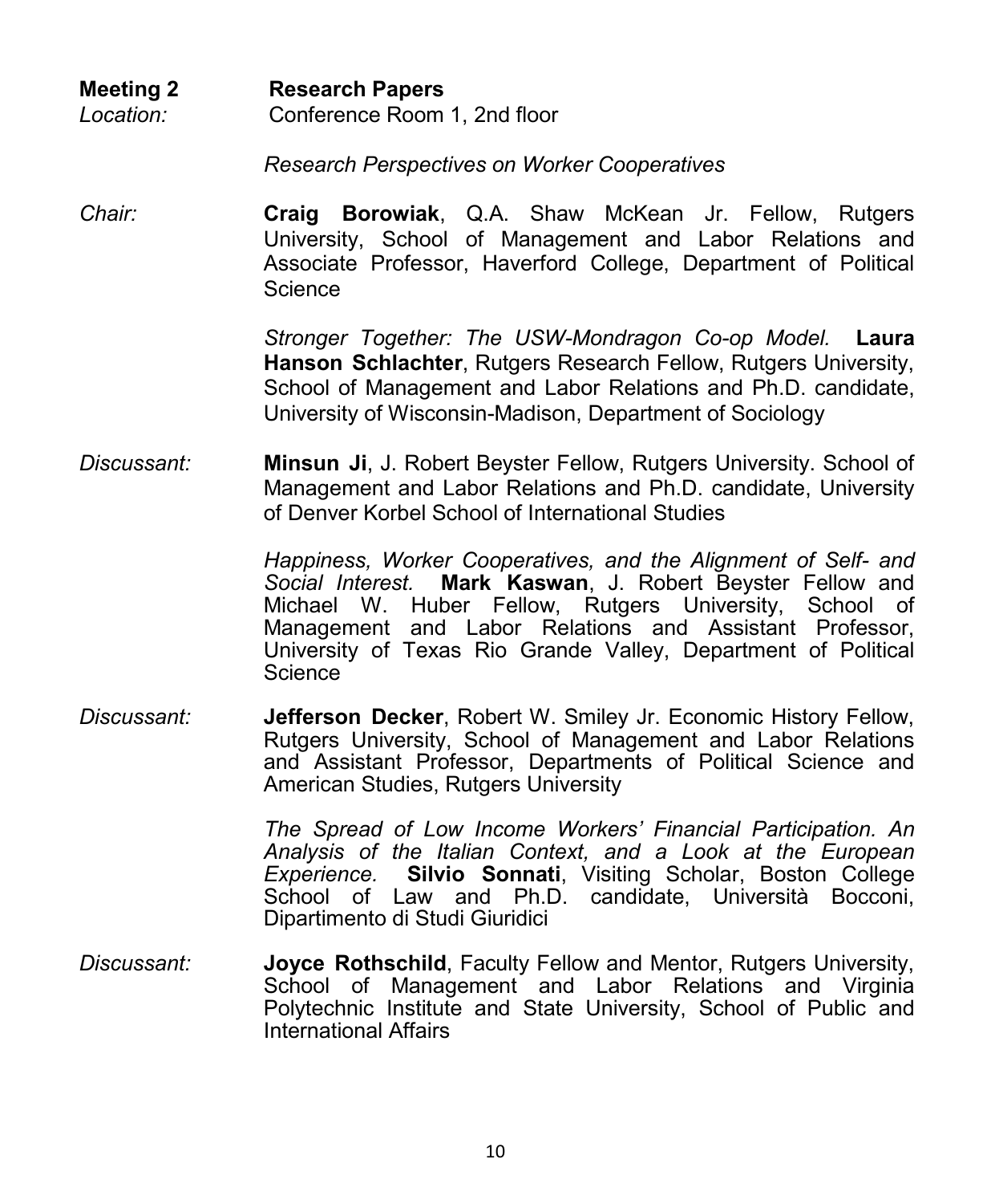**Meeting 2** **Research Papers**

*Location:* Conference Room 1, 2nd floor

*Research Perspectives on Worker Cooperatives*

*Chair:* **Craig Borowiak**, Q.A. Shaw McKean Jr. Fellow, Rutgers University, School of Management and Labor Relations and Associate Professor, Haverford College, Department of Political Science

*Stronger Together: The USW-Mondragon Co-op Model.* **Laura Hanson Schlachter**, Rutgers Research Fellow, Rutgers University, School of Management and Labor Relations and Ph.D. candidate, University of Wisconsin-Madison, Department of Sociology

*Discussant:* **Minsun Ji**, J. Robert Beyster Fellow, Rutgers University. School of Management and Labor Relations and Ph.D. candidate, University of Denver Korbel School of International Studies

*Happiness, Worker Cooperatives, and the Alignment of Self- and Social Interest.* **Mark Kaswan**, J. Robert Beyster Fellow and Michael W. Huber Fellow, Rutgers University, School of Management and Labor Relations and Assistant Professor, University of Texas Rio Grande Valley, Department of Political Science

*Discussant:* **Jefferson Decker**, Robert W. Smiley Jr. Economic History Fellow, Rutgers University, School of Management and Labor Relations and Assistant Professor, Departments of Political Science and American Studies, Rutgers University

*The Spread of Low Income Workers' Financial Participation. An Analysis of the Italian Context, and a Look at the European Experience.* **Silvio Sonnati**, Visiting Scholar, Boston College School of Law and Ph.D. candidate, Università Bocconi, Dipartimento di Studi Giuridici

*Discussant:* **Joyce Rothschild**, Faculty Fellow and Mentor, Rutgers University, School of Management and Labor Relations and Virginia Polytechnic Institute and State University, School of Public and International Affairs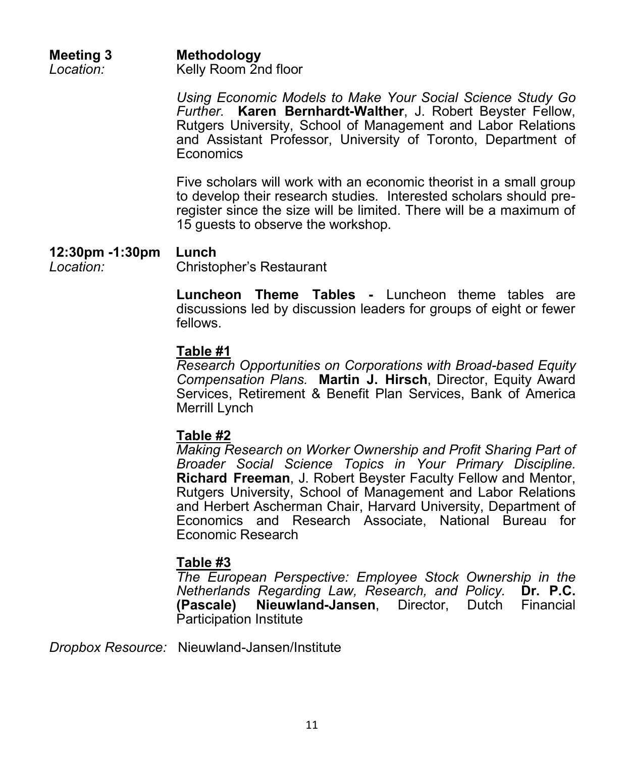**Meeting 3** **Methodology**

*Location:* Kelly Room 2nd floor

*Using Economic Models to Make Your Social Science Study Go Further.* **Karen Bernhardt-Walther**, J. Robert Beyster Fellow, Rutgers University, School of Management and Labor Relations and Assistant Professor, University of Toronto, Department of Economics

Five scholars will work with an economic theorist in a small group to develop their research studies. Interested scholars should pre-register since the size will be limited. There will be a maximum of 15 guests to observe the workshop.

**12:30pm -1:30pm** **Lunch**

*Location:* Christopher's Restaurant

**Luncheon Theme Tables -** Luncheon theme tables are discussions led by discussion leaders for groups of eight or fewer fellows.

**Table #1**

*Research Opportunities on Corporations with Broad-based Equity Compensation Plans.* **Martin J. Hirsch**, Director, Equity Award Services, Retirement & Benefit Plan Services, Bank of America Merrill Lynch

**Table #2**

*Making Research on Worker Ownership and Profit Sharing Part of Broader Social Science Topics in Your Primary Discipline.* **Richard Freeman**, J. Robert Beyster Faculty Fellow and Mentor, Rutgers University, School of Management and Labor Relations and Herbert Ascherman Chair, Harvard University, Department of Economics and Research Associate, National Bureau for Economic Research

**Table #3**

*The European Perspective: Employee Stock Ownership in the Netherlands Regarding Law, Research, and Policy.* **Dr. P.C. (Pascale) Nieuwland-Jansen**, Director, Dutch Financial Participation Institute

*Dropbox Resource:* Nieuwland-Jansen/Institute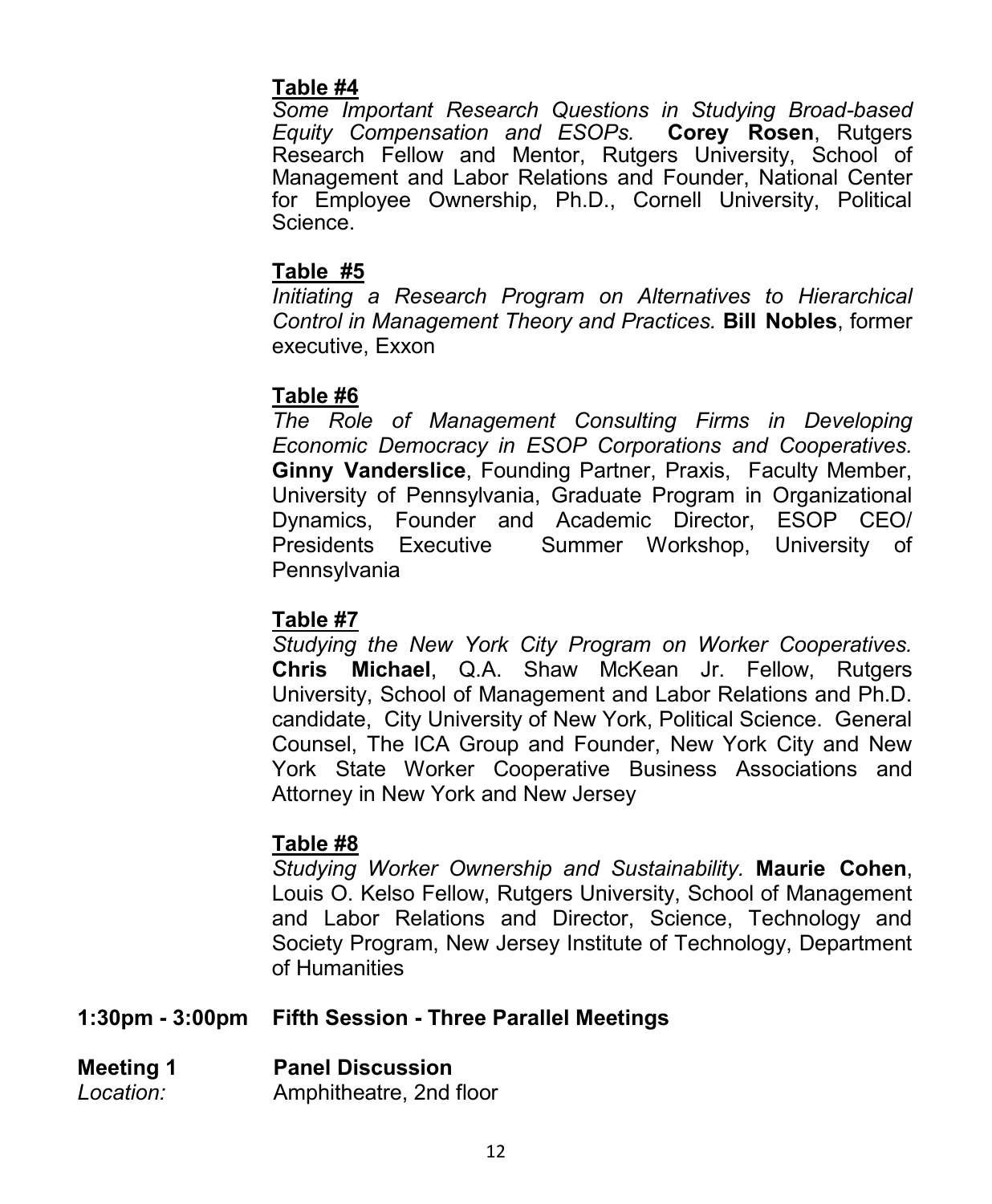**Table #4**

*Some Important Research Questions in Studying Broad-based Equity Compensation and ESOPs.* **Corey Rosen**, Rutgers Research Fellow and Mentor, Rutgers University, School of Management and Labor Relations and Founder, National Center for Employee Ownership, Ph.D., Cornell University, Political Science.

**Table #5**

*Initiating a Research Program on Alternatives to Hierarchical Control in Management Theory and Practices.* **Bill Nobles**, former executive, Exxon

**Table #6**

*The Role of Management Consulting Firms in Developing Economic Democracy in ESOP Corporations and Cooperatives.* **Ginny Vanderslice**, Founding Partner, Praxis, Faculty Member, University of Pennsylvania, Graduate Program in Organizational Dynamics, Founder and Academic Director, ESOP CEO/ Presidents Executive Summer Workshop, University of Pennsylvania

**Table #7**

*Studying the New York City Program on Worker Cooperatives.* **Chris Michael**, Q.A. Shaw McKean Jr. Fellow, Rutgers University, School of Management and Labor Relations and Ph.D. candidate, City University of New York, Political Science. General Counsel, The ICA Group and Founder, New York City and New York State Worker Cooperative Business Associations and Attorney in New York and New Jersey

**Table #8**

*Studying Worker Ownership and Sustainability.* **Maurie Cohen**, Louis O. Kelso Fellow, Rutgers University, School of Management and Labor Relations and Director, Science, Technology and Society Program, New Jersey Institute of Technology, Department of Humanities

**1:30pm - 3:00pm Fifth Session - Three Parallel Meetings**

**Meeting 1** **Panel Discussion**

*Location:* Amphitheatre, 2nd floor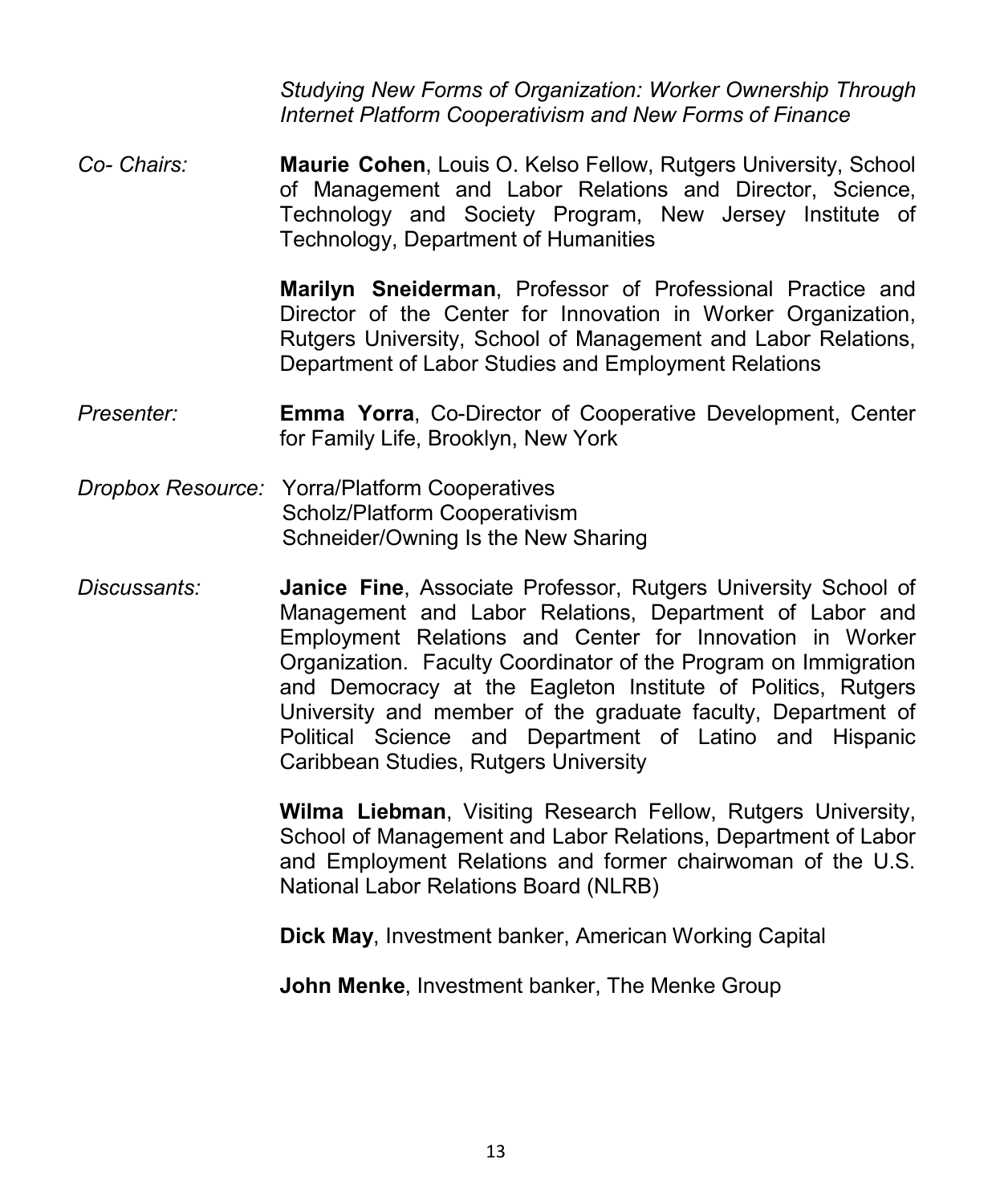*Studying New Forms of Organization: Worker Ownership Through Internet Platform Cooperativism and New Forms of Finance*

*Co- Chairs:* **Maurie Cohen**, Louis O. Kelso Fellow, Rutgers University, School of Management and Labor Relations and Director, Science, Technology and Society Program, New Jersey Institute of Technology, Department of Humanities

**Marilyn Sneiderman**, Professor of Professional Practice and Director of the Center for Innovation in Worker Organization, Rutgers University, School of Management and Labor Relations, Department of Labor Studies and Employment Relations

*Presenter:* **Emma Yorra**, Co-Director of Cooperative Development, Center for Family Life, Brooklyn, New York

*Dropbox Resource:* Yorra/Platform Cooperatives
Scholz/Platform Cooperativism
Schneider/Owning Is the New Sharing

*Discussants:* **Janice Fine**, Associate Professor, Rutgers University School of Management and Labor Relations, Department of Labor and Employment Relations and Center for Innovation in Worker Organization. Faculty Coordinator of the Program on Immigration and Democracy at the Eagleton Institute of Politics, Rutgers University and member of the graduate faculty, Department of Political Science and Department of Latino and Hispanic Caribbean Studies, Rutgers University

**Wilma Liebman**, Visiting Research Fellow, Rutgers University, School of Management and Labor Relations, Department of Labor and Employment Relations and former chairwoman of the U.S. National Labor Relations Board (NLRB)

**Dick May**, Investment banker, American Working Capital

**John Menke**, Investment banker, The Menke Group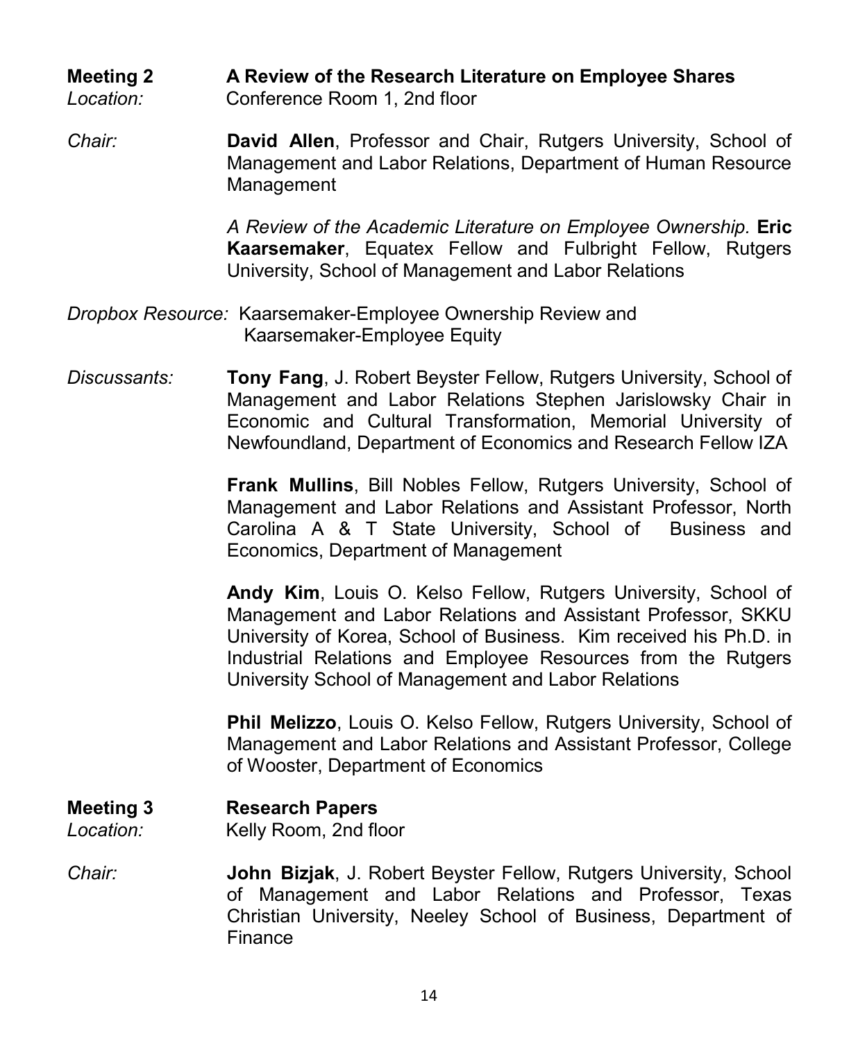**Meeting 2** **A Review of the Research Literature on Employee Shares**
*Location:* Conference Room 1, 2nd floor

*Chair:* **David Allen**, Professor and Chair, Rutgers University, School of Management and Labor Relations, Department of Human Resource Management

*A Review of the Academic Literature on Employee Ownership.* **Eric Kaarsemaker**, Equatex Fellow and Fulbright Fellow, Rutgers University, School of Management and Labor Relations

*Dropbox Resource:* Kaarsemaker-Employee Ownership Review and Kaarsemaker-Employee Equity

*Discussants:* **Tony Fang**, J. Robert Beyster Fellow, Rutgers University, School of Management and Labor Relations Stephen Jarislowsky Chair in Economic and Cultural Transformation, Memorial University of Newfoundland, Department of Economics and Research Fellow IZA

**Frank Mullins**, Bill Nobles Fellow, Rutgers University, School of Management and Labor Relations and Assistant Professor, North Carolina A & T State University, School of Business and Economics, Department of Management

**Andy Kim**, Louis O. Kelso Fellow, Rutgers University, School of Management and Labor Relations and Assistant Professor, SKKU University of Korea, School of Business. Kim received his Ph.D. in Industrial Relations and Employee Resources from the Rutgers University School of Management and Labor Relations

**Phil Melizzo**, Louis O. Kelso Fellow, Rutgers University, School of Management and Labor Relations and Assistant Professor, College of Wooster, Department of Economics

**Meeting 3** **Research Papers**
*Location:* Kelly Room, 2nd floor

*Chair:* **John Bizjak**, J. Robert Beyster Fellow, Rutgers University, School of Management and Labor Relations and Professor, Texas Christian University, Neeley School of Business, Department of Finance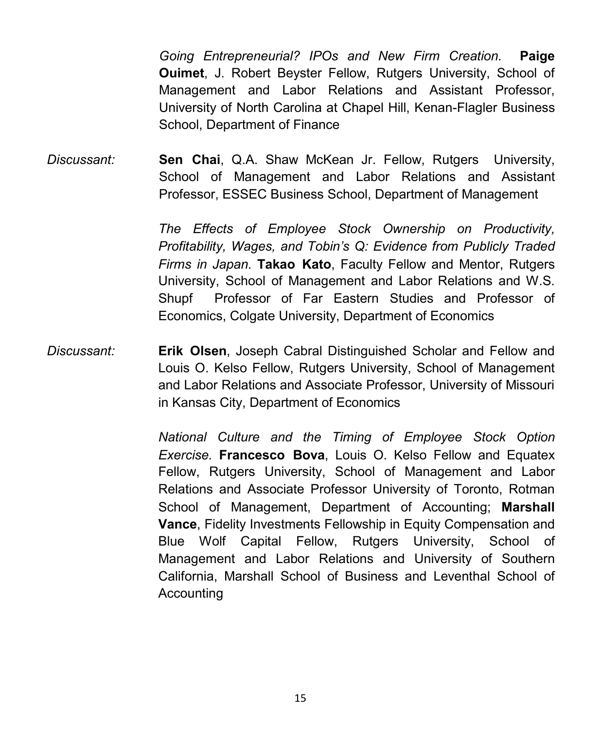*Going Entrepreneurial? IPOs and New Firm Creation.* **Paige Ouimet**, J. Robert Beyster Fellow, Rutgers University, School of Management and Labor Relations and Assistant Professor, University of North Carolina at Chapel Hill, Kenan-Flagler Business School, Department of Finance

*Discussant:* **Sen Chai**, Q.A. Shaw McKean Jr. Fellow, Rutgers University, School of Management and Labor Relations and Assistant Professor, ESSEC Business School, Department of Management

*The Effects of Employee Stock Ownership on Productivity, Profitability, Wages, and Tobin's Q: Evidence from Publicly Traded Firms in Japan.* **Takao Kato**, Faculty Fellow and Mentor, Rutgers University, School of Management and Labor Relations and W.S. Shupf Professor of Far Eastern Studies and Professor of Economics, Colgate University, Department of Economics

*Discussant:* **Erik Olsen**, Joseph Cabral Distinguished Scholar and Fellow and Louis O. Kelso Fellow, Rutgers University, School of Management and Labor Relations and Associate Professor, University of Missouri in Kansas City, Department of Economics

*National Culture and the Timing of Employee Stock Option Exercise.* **Francesco Bova**, Louis O. Kelso Fellow and Equatex Fellow, Rutgers University, School of Management and Labor Relations and Associate Professor University of Toronto, Rotman School of Management, Department of Accounting; **Marshall Vance**, Fidelity Investments Fellowship in Equity Compensation and Blue Wolf Capital Fellow, Rutgers University, School of Management and Labor Relations and University of Southern California, Marshall School of Business and Leventhal School of Accounting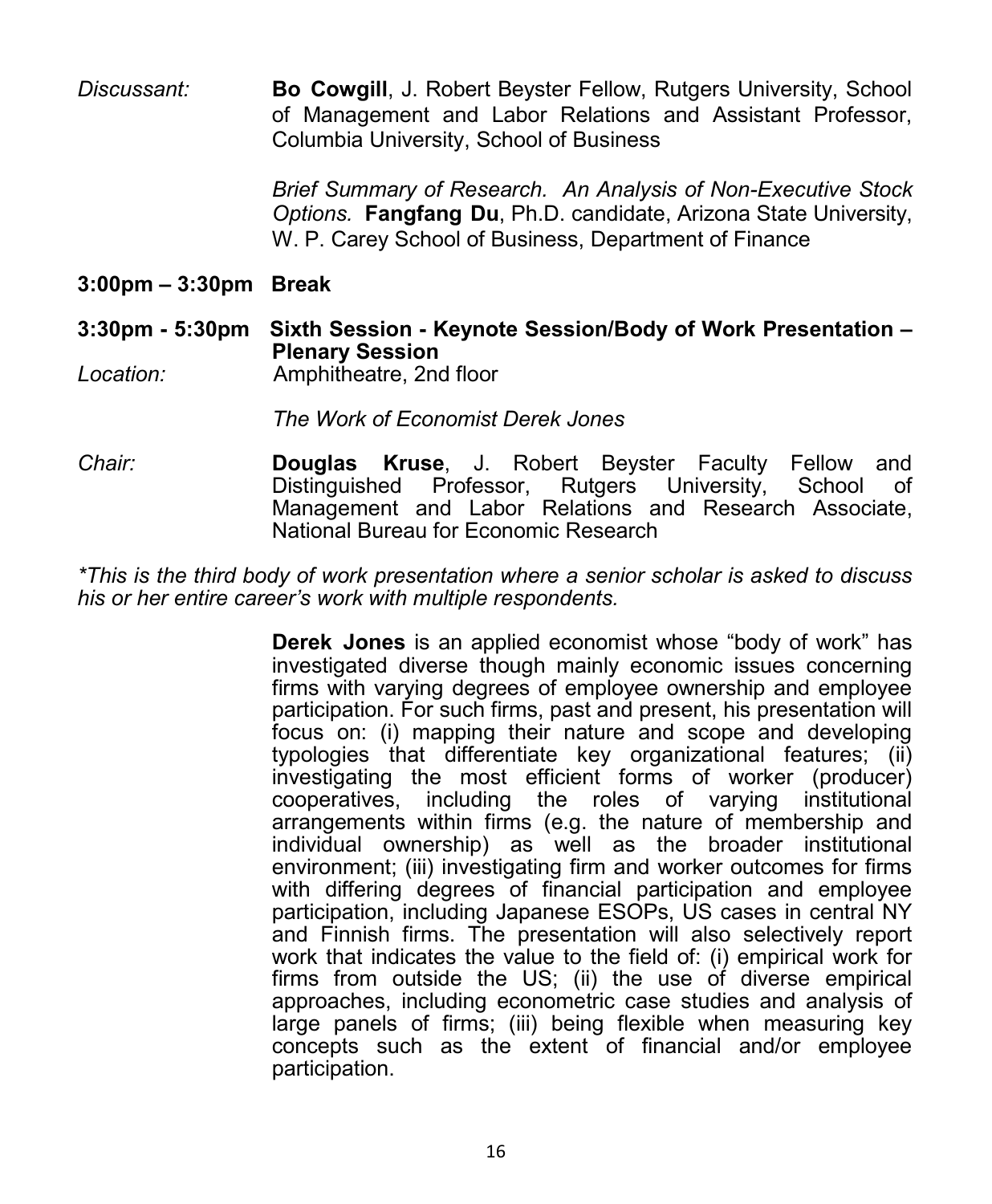*Discussant:* **Bo Cowgill**, J. Robert Beyster Fellow, Rutgers University, School of Management and Labor Relations and Assistant Professor, Columbia University, School of Business

*Brief Summary of Research. An Analysis of Non-Executive Stock Options.* **Fangfang Du**, Ph.D. candidate, Arizona State University, W. P. Carey School of Business, Department of Finance

**3:00pm – 3:30pm Break**

**3:30pm - 5:30pm Sixth Session - Keynote Session/Body of Work Presentation – Plenary Session**

*Location:* Amphitheatre, 2nd floor

*The Work of Economist Derek Jones*

*Chair:* **Douglas Kruse**, J. Robert Beyster Faculty Fellow and Distinguished Professor, Rutgers University, School of Management and Labor Relations and Research Associate, National Bureau for Economic Research

*\*This is the third body of work presentation where a senior scholar is asked to discuss his or her entire career's work with multiple respondents.*

**Derek Jones** is an applied economist whose "body of work" has investigated diverse though mainly economic issues concerning firms with varying degrees of employee ownership and employee participation. For such firms, past and present, his presentation will focus on: (i) mapping their nature and scope and developing typologies that differentiate key organizational features; (ii) investigating the most efficient forms of worker (producer) cooperatives, including the roles of varying institutional arrangements within firms (e.g. the nature of membership and individual ownership) as well as the broader institutional environment; (iii) investigating firm and worker outcomes for firms with differing degrees of financial participation and employee participation, including Japanese ESOPs, US cases in central NY and Finnish firms. The presentation will also selectively report work that indicates the value to the field of: (i) empirical work for firms from outside the US; (ii) the use of diverse empirical approaches, including econometric case studies and analysis of large panels of firms; (iii) being flexible when measuring key concepts such as the extent of financial and/or employee participation.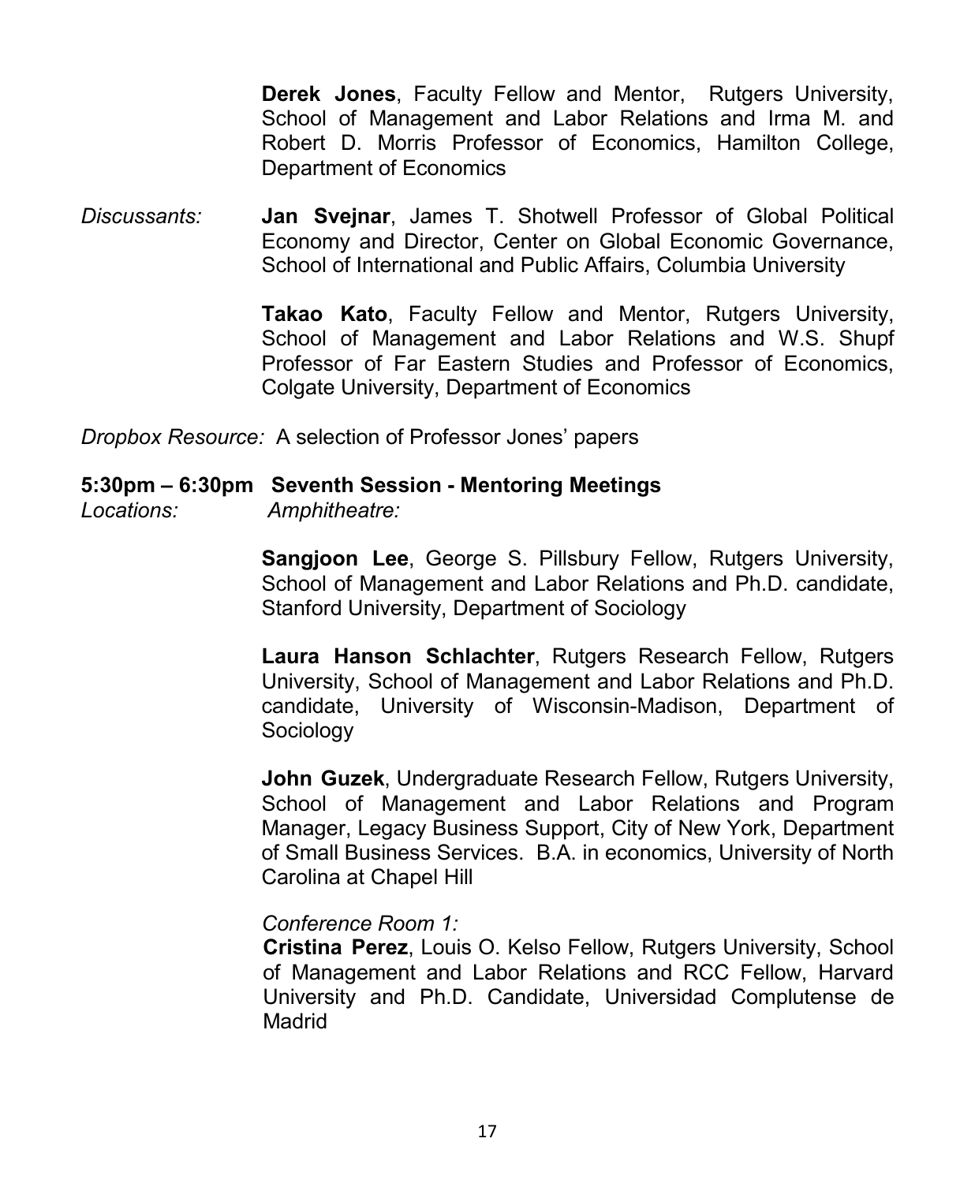**Derek Jones**, Faculty Fellow and Mentor, Rutgers University, School of Management and Labor Relations and Irma M. and Robert D. Morris Professor of Economics, Hamilton College, Department of Economics

*Discussants:* **Jan Svejnar**, James T. Shotwell Professor of Global Political Economy and Director, Center on Global Economic Governance, School of International and Public Affairs, Columbia University

**Takao Kato**, Faculty Fellow and Mentor, Rutgers University, School of Management and Labor Relations and W.S. Shupf Professor of Far Eastern Studies and Professor of Economics, Colgate University, Department of Economics

*Dropbox Resource:* A selection of Professor Jones' papers

**5:30pm – 6:30pm Seventh Session - Mentoring Meetings**

*Locations:* *Amphitheatre:*

**Sangjoon Lee**, George S. Pillsbury Fellow, Rutgers University, School of Management and Labor Relations and Ph.D. candidate, Stanford University, Department of Sociology

**Laura Hanson Schlachter**, Rutgers Research Fellow, Rutgers University, School of Management and Labor Relations and Ph.D. candidate, University of Wisconsin-Madison, Department of Sociology

**John Guzek**, Undergraduate Research Fellow, Rutgers University, School of Management and Labor Relations and Program Manager, Legacy Business Support, City of New York, Department of Small Business Services. B.A. in economics, University of North Carolina at Chapel Hill

*Conference Room 1:*

**Cristina Perez**, Louis O. Kelso Fellow, Rutgers University, School of Management and Labor Relations and RCC Fellow, Harvard University and Ph.D. Candidate, Universidad Complutense de Madrid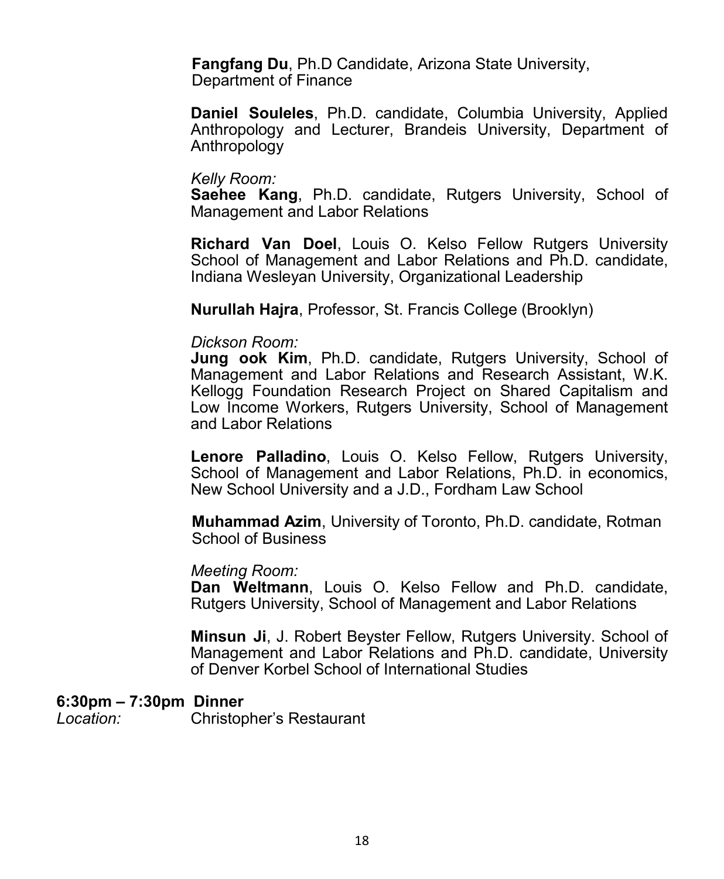**Fangfang Du**, Ph.D Candidate, Arizona State University, Department of Finance

**Daniel Souleles**, Ph.D. candidate, Columbia University, Applied Anthropology and Lecturer, Brandeis University, Department of Anthropology

*Kelly Room:*
**Saehee Kang**, Ph.D. candidate, Rutgers University, School of Management and Labor Relations

**Richard Van Doel**, Louis O. Kelso Fellow Rutgers University School of Management and Labor Relations and Ph.D. candidate, Indiana Wesleyan University, Organizational Leadership

**Nurullah Hajra**, Professor, St. Francis College (Brooklyn)

*Dickson Room:*
**Jung ook Kim**, Ph.D. candidate, Rutgers University, School of Management and Labor Relations and Research Assistant, W.K. Kellogg Foundation Research Project on Shared Capitalism and Low Income Workers, Rutgers University, School of Management and Labor Relations

**Lenore Palladino**, Louis O. Kelso Fellow, Rutgers University, School of Management and Labor Relations, Ph.D. in economics, New School University and a J.D., Fordham Law School

**Muhammad Azim**, University of Toronto, Ph.D. candidate, Rotman School of Business

*Meeting Room:*
**Dan Weltmann**, Louis O. Kelso Fellow and Ph.D. candidate, Rutgers University, School of Management and Labor Relations

**Minsun Ji**, J. Robert Beyster Fellow, Rutgers University. School of Management and Labor Relations and Ph.D. candidate, University of Denver Korbel School of International Studies

**6:30pm – 7:30pm Dinner**
*Location:* Christopher's Restaurant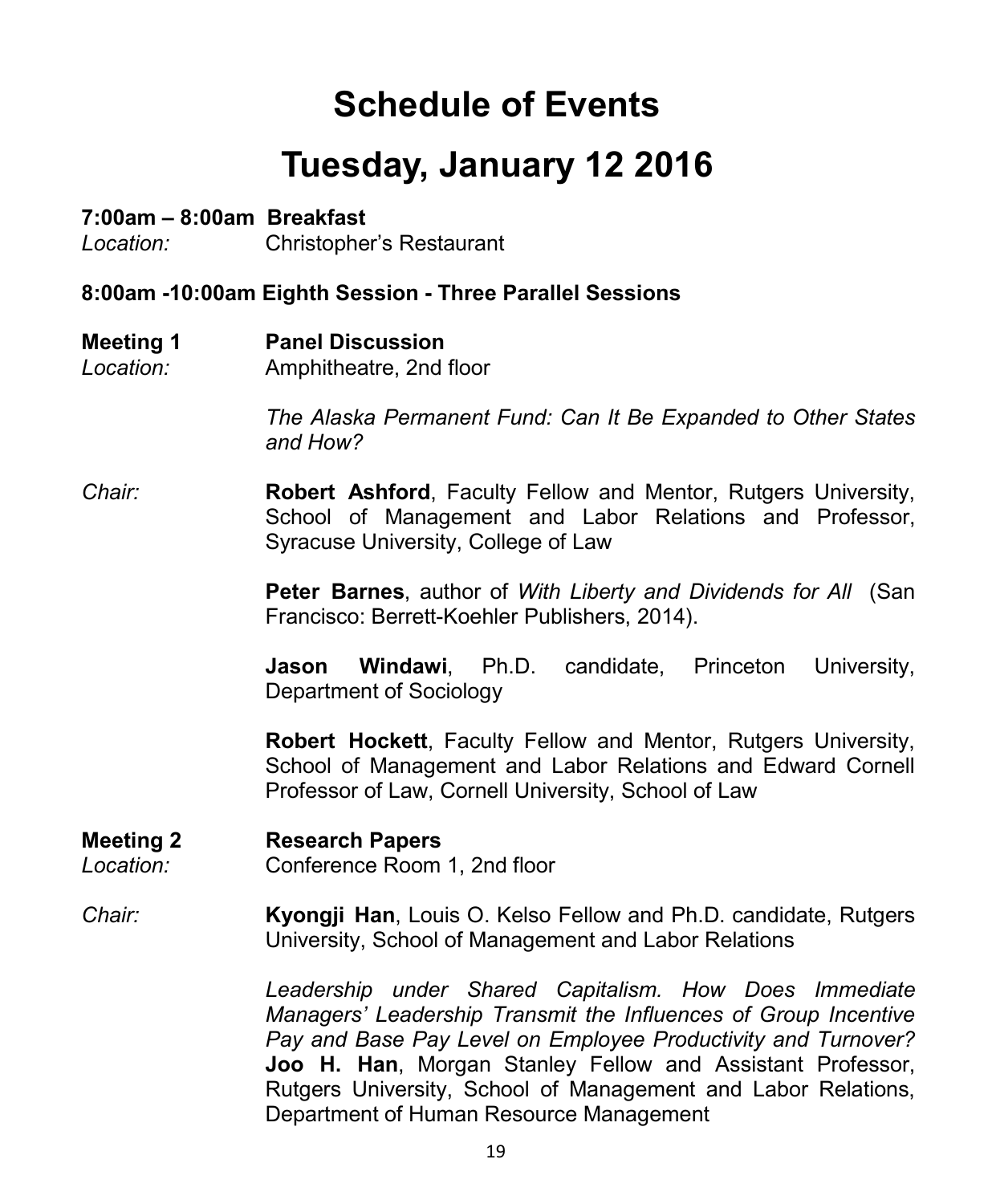# Schedule of Events

# Tuesday, January 12 2016

**7:00am – 8:00am Breakfast**

*Location:* Christopher's Restaurant

**8:00am -10:00am Eighth Session - Three Parallel Sessions**

**Meeting 1** **Panel Discussion**

*Location:* Amphitheatre, 2nd floor

*The Alaska Permanent Fund: Can It Be Expanded to Other States and How?*

*Chair:* **Robert Ashford**, Faculty Fellow and Mentor, Rutgers University, School of Management and Labor Relations and Professor, Syracuse University, College of Law

**Peter Barnes**, author of *With Liberty and Dividends for All* (San Francisco: Berrett-Koehler Publishers, 2014).

**Jason Windawi**, Ph.D. candidate, Princeton University, Department of Sociology

**Robert Hockett**, Faculty Fellow and Mentor, Rutgers University, School of Management and Labor Relations and Edward Cornell Professor of Law, Cornell University, School of Law

**Meeting 2** **Research Papers**

*Location:* Conference Room 1, 2nd floor

*Chair:* **Kyongji Han**, Louis O. Kelso Fellow and Ph.D. candidate, Rutgers University, School of Management and Labor Relations

*Leadership under Shared Capitalism. How Does Immediate Managers' Leadership Transmit the Influences of Group Incentive Pay and Base Pay Level on Employee Productivity and Turnover?*
**Joo H. Han**, Morgan Stanley Fellow and Assistant Professor, Rutgers University, School of Management and Labor Relations, Department of Human Resource Management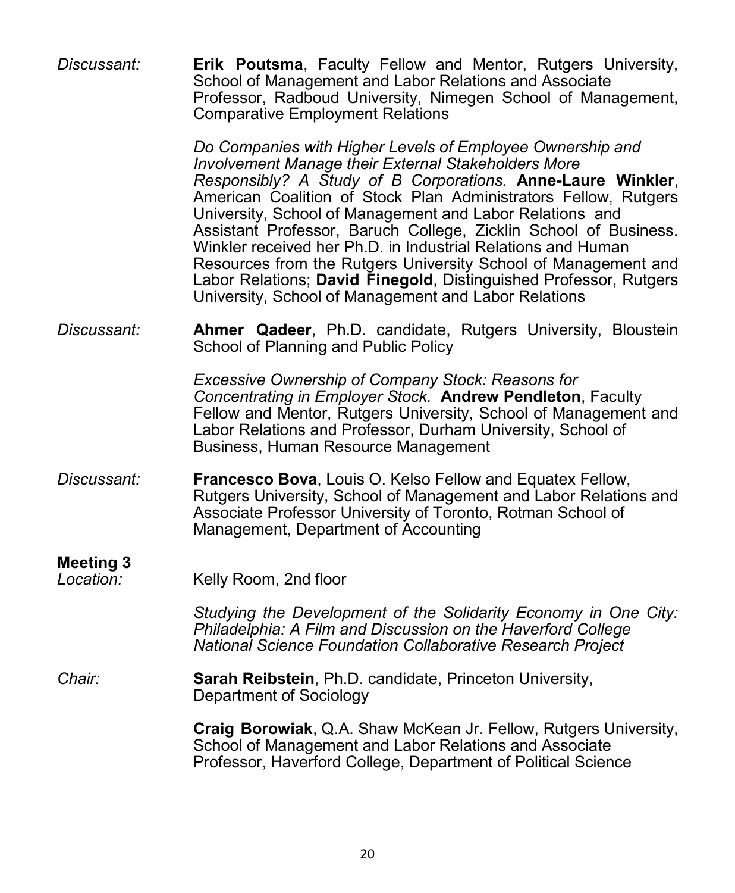*Discussant:* **Erik Poutsma**, Faculty Fellow and Mentor, Rutgers University, School of Management and Labor Relations and Associate Professor, Radboud University, Nimegen School of Management, Comparative Employment Relations

*Do Companies with Higher Levels of Employee Ownership and Involvement Manage their External Stakeholders More Responsibly? A Study of B Corporations.* **Anne-Laure Winkler**, American Coalition of Stock Plan Administrators Fellow, Rutgers University, School of Management and Labor Relations and Assistant Professor, Baruch College, Zicklin School of Business. Winkler received her Ph.D. in Industrial Relations and Human Resources from the Rutgers University School of Management and Labor Relations; **David Finegold**, Distinguished Professor, Rutgers University, School of Management and Labor Relations

*Discussant:* **Ahmer Qadeer**, Ph.D. candidate, Rutgers University, Bloustein School of Planning and Public Policy

*Excessive Ownership of Company Stock: Reasons for Concentrating in Employer Stock.* **Andrew Pendleton**, Faculty Fellow and Mentor, Rutgers University, School of Management and Labor Relations and Professor, Durham University, School of Business, Human Resource Management

*Discussant:* **Francesco Bova**, Louis O. Kelso Fellow and Equatex Fellow, Rutgers University, School of Management and Labor Relations and Associate Professor University of Toronto, Rotman School of Management, Department of Accounting

**Meeting 3**

*Location:* Kelly Room, 2nd floor

*Studying the Development of the Solidarity Economy in One City: Philadelphia: A Film and Discussion on the Haverford College National Science Foundation Collaborative Research Project*

*Chair:* **Sarah Reibstein**, Ph.D. candidate, Princeton University, Department of Sociology

**Craig Borowiak**, Q.A. Shaw McKean Jr. Fellow, Rutgers University, School of Management and Labor Relations and Associate Professor, Haverford College, Department of Political Science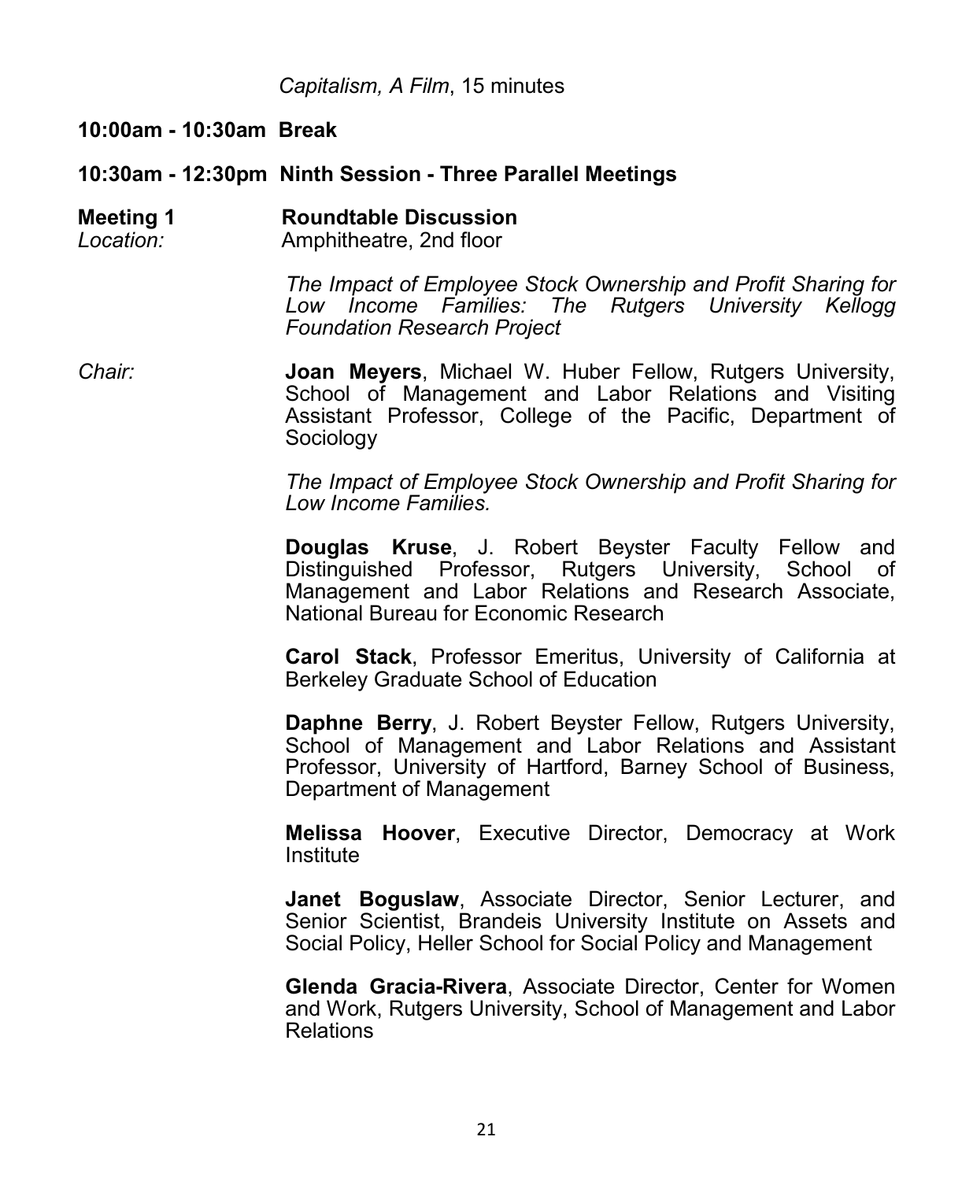*Capitalism, A Film*, 15 minutes

**10:00am - 10:30am Break**

**10:30am - 12:30pm Ninth Session - Three Parallel Meetings**

**Meeting 1** **Roundtable Discussion**
*Location:* Amphitheatre, 2nd floor

*The Impact of Employee Stock Ownership and Profit Sharing for Low Income Families: The Rutgers University Kellogg Foundation Research Project*

*Chair:* **Joan Meyers**, Michael W. Huber Fellow, Rutgers University, School of Management and Labor Relations and Visiting Assistant Professor, College of the Pacific, Department of Sociology

*The Impact of Employee Stock Ownership and Profit Sharing for Low Income Families.*

**Douglas Kruse**, J. Robert Beyster Faculty Fellow and Distinguished Professor, Rutgers University, School of Management and Labor Relations and Research Associate, National Bureau for Economic Research

**Carol Stack**, Professor Emeritus, University of California at Berkeley Graduate School of Education

**Daphne Berry**, J. Robert Beyster Fellow, Rutgers University, School of Management and Labor Relations and Assistant Professor, University of Hartford, Barney School of Business, Department of Management

**Melissa Hoover**, Executive Director, Democracy at Work Institute

**Janet Boguslaw**, Associate Director, Senior Lecturer, and Senior Scientist, Brandeis University Institute on Assets and Social Policy, Heller School for Social Policy and Management

**Glenda Gracia-Rivera**, Associate Director, Center for Women and Work, Rutgers University, School of Management and Labor Relations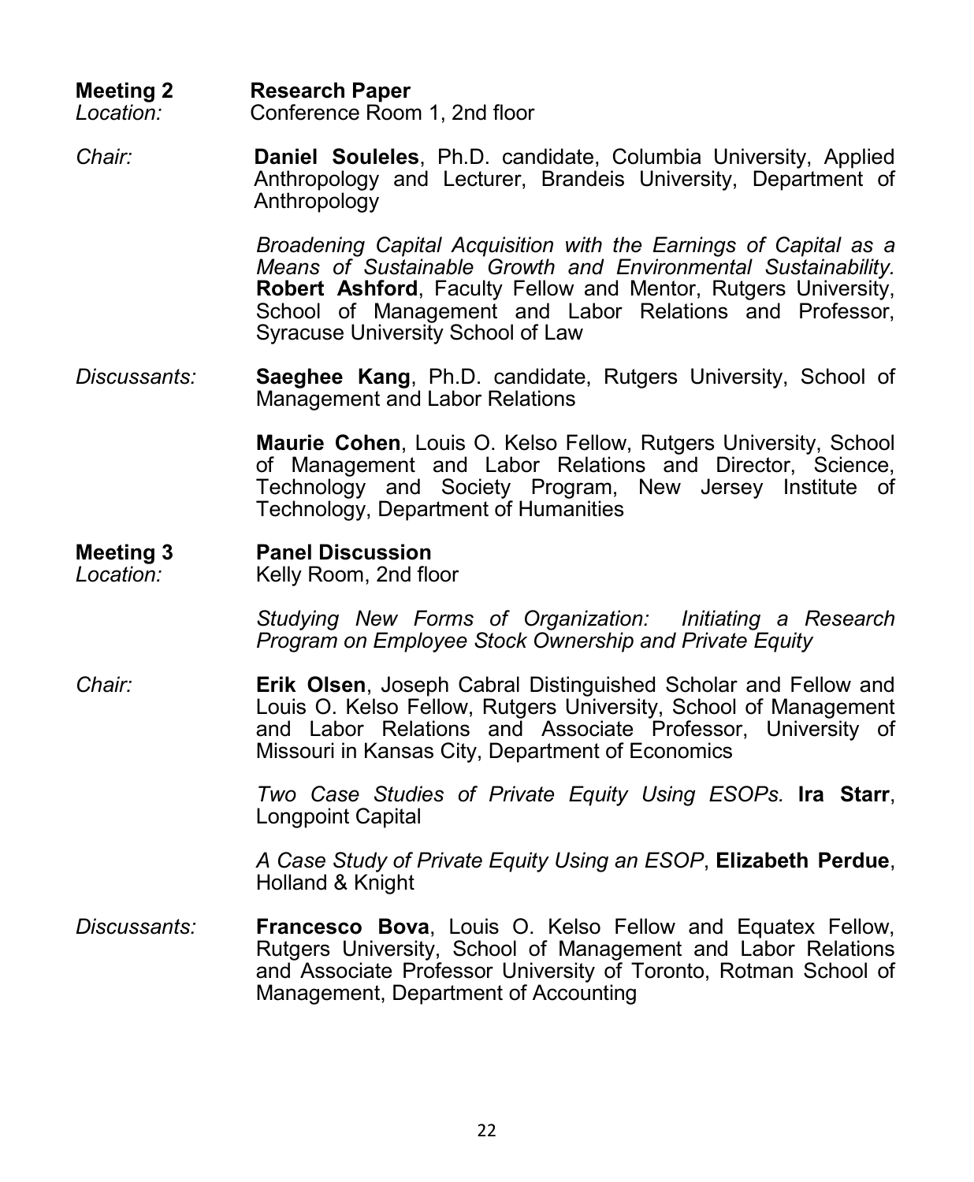**Meeting 2** **Research Paper**

*Location:* Conference Room 1, 2nd floor

*Chair:* **Daniel Souleles**, Ph.D. candidate, Columbia University, Applied Anthropology and Lecturer, Brandeis University, Department of Anthropology

*Broadening Capital Acquisition with the Earnings of Capital as a Means of Sustainable Growth and Environmental Sustainability.* **Robert Ashford**, Faculty Fellow and Mentor, Rutgers University, School of Management and Labor Relations and Professor, Syracuse University School of Law

*Discussants:* **Saeghee Kang**, Ph.D. candidate, Rutgers University, School of Management and Labor Relations

**Maurie Cohen**, Louis O. Kelso Fellow, Rutgers University, School of Management and Labor Relations and Director, Science, Technology and Society Program, New Jersey Institute of Technology, Department of Humanities

**Meeting 3** **Panel Discussion**

*Location:* Kelly Room, 2nd floor

*Studying New Forms of Organization: Initiating a Research Program on Employee Stock Ownership and Private Equity*

*Chair:* **Erik Olsen**, Joseph Cabral Distinguished Scholar and Fellow and Louis O. Kelso Fellow, Rutgers University, School of Management and Labor Relations and Associate Professor, University of Missouri in Kansas City, Department of Economics

*Two Case Studies of Private Equity Using ESOPs.* **Ira Starr**, Longpoint Capital

*A Case Study of Private Equity Using an ESOP*, **Elizabeth Perdue**, Holland & Knight

*Discussants:* **Francesco Bova**, Louis O. Kelso Fellow and Equatex Fellow, Rutgers University, School of Management and Labor Relations and Associate Professor University of Toronto, Rotman School of Management, Department of Accounting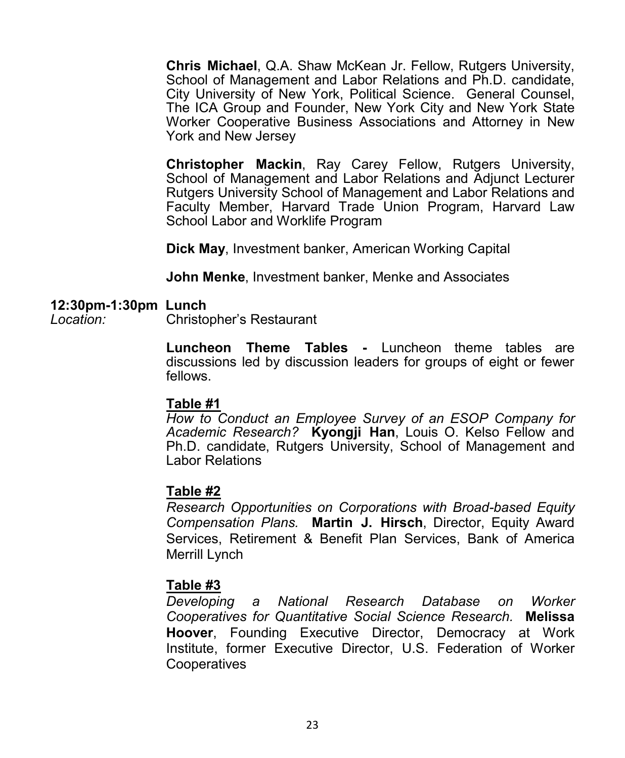**Chris Michael**, Q.A. Shaw McKean Jr. Fellow, Rutgers University, School of Management and Labor Relations and Ph.D. candidate, City University of New York, Political Science. General Counsel, The ICA Group and Founder, New York City and New York State Worker Cooperative Business Associations and Attorney in New York and New Jersey

**Christopher Mackin**, Ray Carey Fellow, Rutgers University, School of Management and Labor Relations and Adjunct Lecturer Rutgers University School of Management and Labor Relations and Faculty Member, Harvard Trade Union Program, Harvard Law School Labor and Worklife Program

**Dick May**, Investment banker, American Working Capital

**John Menke**, Investment banker, Menke and Associates

**12:30pm-1:30pm Lunch**

*Location:* Christopher's Restaurant

**Luncheon Theme Tables -** Luncheon theme tables are discussions led by discussion leaders for groups of eight or fewer fellows.

**Table #1**

*How to Conduct an Employee Survey of an ESOP Company for Academic Research?* **Kyongji Han**, Louis O. Kelso Fellow and Ph.D. candidate, Rutgers University, School of Management and Labor Relations

**Table #2**

*Research Opportunities on Corporations with Broad-based Equity Compensation Plans.* **Martin J. Hirsch**, Director, Equity Award Services, Retirement & Benefit Plan Services, Bank of America Merrill Lynch

**Table #3**

*Developing a National Research Database on Worker Cooperatives for Quantitative Social Science Research.* **Melissa Hoover**, Founding Executive Director, Democracy at Work Institute, former Executive Director, U.S. Federation of Worker Cooperatives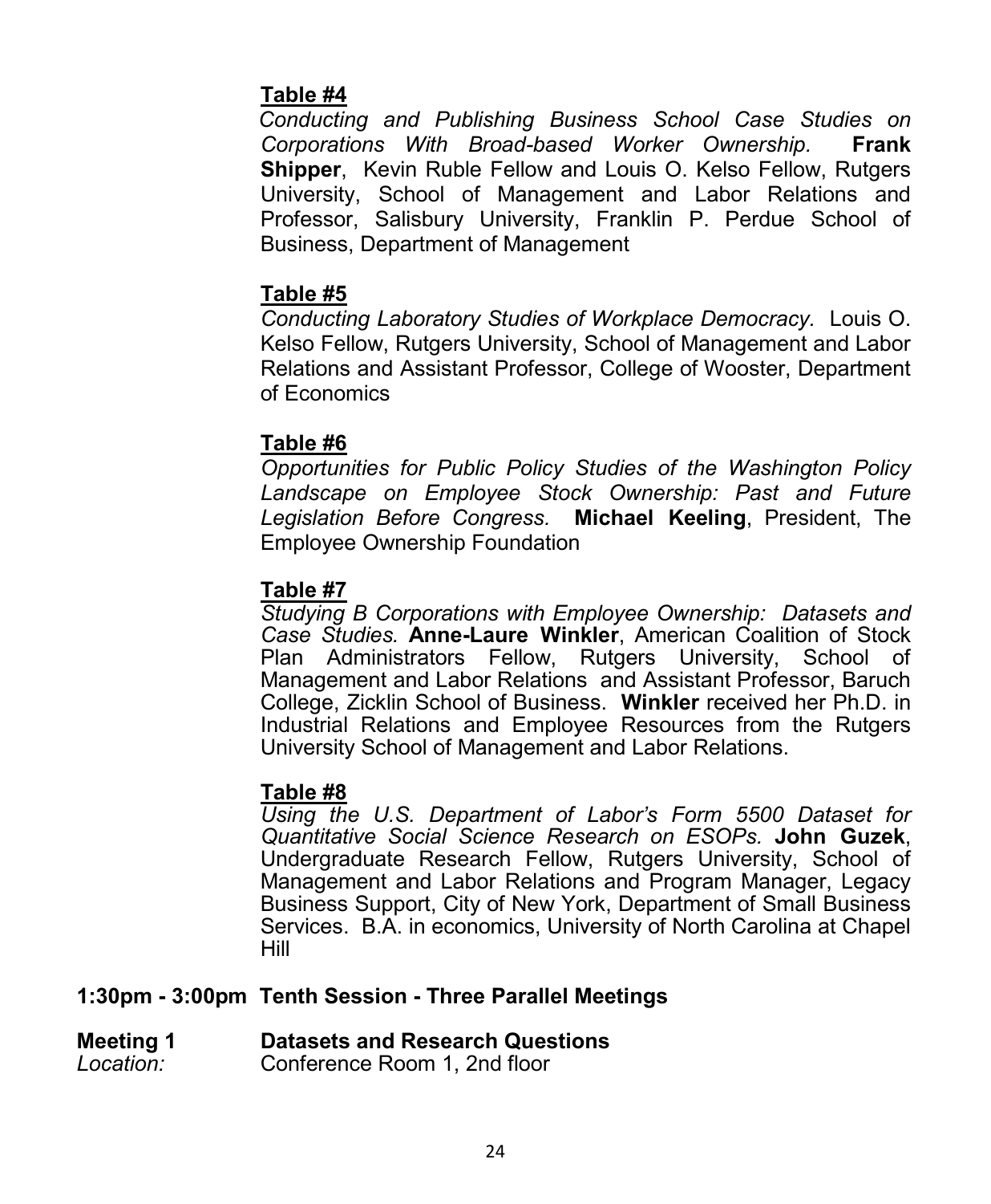**Table #4**

*Conducting and Publishing Business School Case Studies on Corporations With Broad-based Worker Ownership.* **Frank Shipper**, Kevin Ruble Fellow and Louis O. Kelso Fellow, Rutgers University, School of Management and Labor Relations and Professor, Salisbury University, Franklin P. Perdue School of Business, Department of Management

**Table #5**

*Conducting Laboratory Studies of Workplace Democracy.* Louis O. Kelso Fellow, Rutgers University, School of Management and Labor Relations and Assistant Professor, College of Wooster, Department of Economics

**Table #6**

*Opportunities for Public Policy Studies of the Washington Policy Landscape on Employee Stock Ownership: Past and Future Legislation Before Congress.* **Michael Keeling**, President, The Employee Ownership Foundation

**Table #7**

*Studying B Corporations with Employee Ownership: Datasets and Case Studies.* **Anne-Laure Winkler**, American Coalition of Stock Plan Administrators Fellow, Rutgers University, School of Management and Labor Relations and Assistant Professor, Baruch College, Zicklin School of Business. **Winkler** received her Ph.D. in Industrial Relations and Employee Resources from the Rutgers University School of Management and Labor Relations.

**Table #8**

*Using the U.S. Department of Labor's Form 5500 Dataset for Quantitative Social Science Research on ESOPs.* **John Guzek**, Undergraduate Research Fellow, Rutgers University, School of Management and Labor Relations and Program Manager, Legacy Business Support, City of New York, Department of Small Business Services. B.A. in economics, University of North Carolina at Chapel Hill

**1:30pm - 3:00pm Tenth Session - Three Parallel Meetings**

**Meeting 1** **Datasets and Research Questions**

*Location:* Conference Room 1, 2nd floor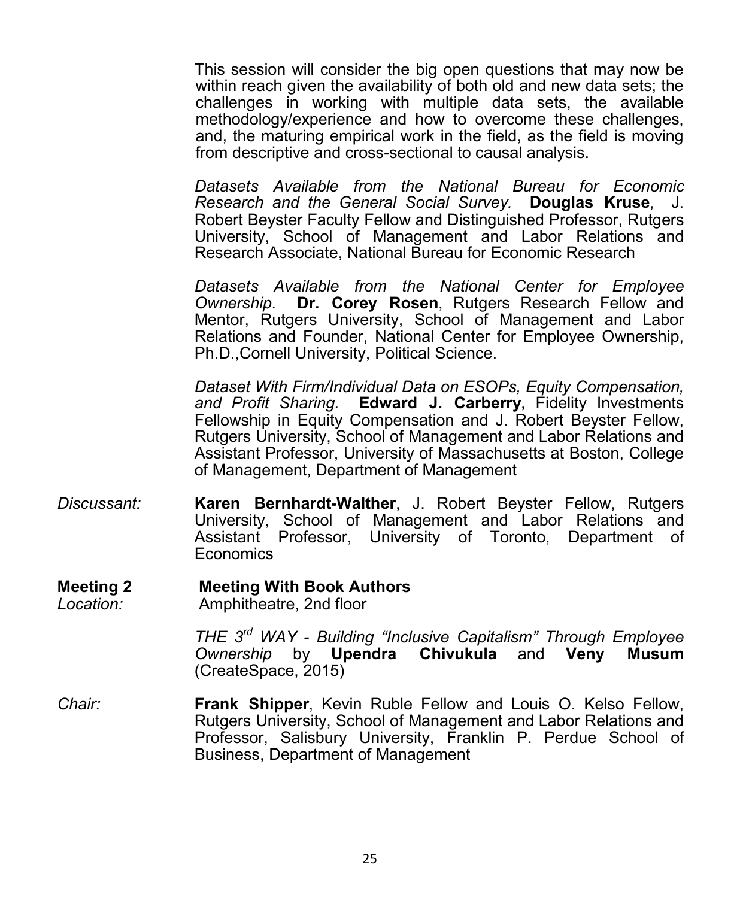This session will consider the big open questions that may now be within reach given the availability of both old and new data sets; the challenges in working with multiple data sets, the available methodology/experience and how to overcome these challenges, and, the maturing empirical work in the field, as the field is moving from descriptive and cross-sectional to causal analysis.

*Datasets Available from the National Bureau for Economic Research and the General Social Survey.* **Douglas Kruse**, J. Robert Beyster Faculty Fellow and Distinguished Professor, Rutgers University, School of Management and Labor Relations and Research Associate, National Bureau for Economic Research

*Datasets Available from the National Center for Employee Ownership.* **Dr. Corey Rosen**, Rutgers Research Fellow and Mentor, Rutgers University, School of Management and Labor Relations and Founder, National Center for Employee Ownership, Ph.D.,Cornell University, Political Science.

*Dataset With Firm/Individual Data on ESOPs, Equity Compensation, and Profit Sharing.* **Edward J. Carberry**, Fidelity Investments Fellowship in Equity Compensation and J. Robert Beyster Fellow, Rutgers University, School of Management and Labor Relations and Assistant Professor, University of Massachusetts at Boston, College of Management, Department of Management

*Discussant:* **Karen Bernhardt-Walther**, J. Robert Beyster Fellow, Rutgers University, School of Management and Labor Relations and Assistant Professor, University of Toronto, Department of Economics

**Meeting 2 Meeting With Book Authors**

*Location:* Amphitheatre, 2nd floor

*THE 3rd WAY - Building "Inclusive Capitalism" Through Employee Ownership* by **Upendra Chivukula** and **Veny Musum** (CreateSpace, 2015)

*Chair:* **Frank Shipper**, Kevin Ruble Fellow and Louis O. Kelso Fellow, Rutgers University, School of Management and Labor Relations and Professor, Salisbury University, Franklin P. Perdue School of Business, Department of Management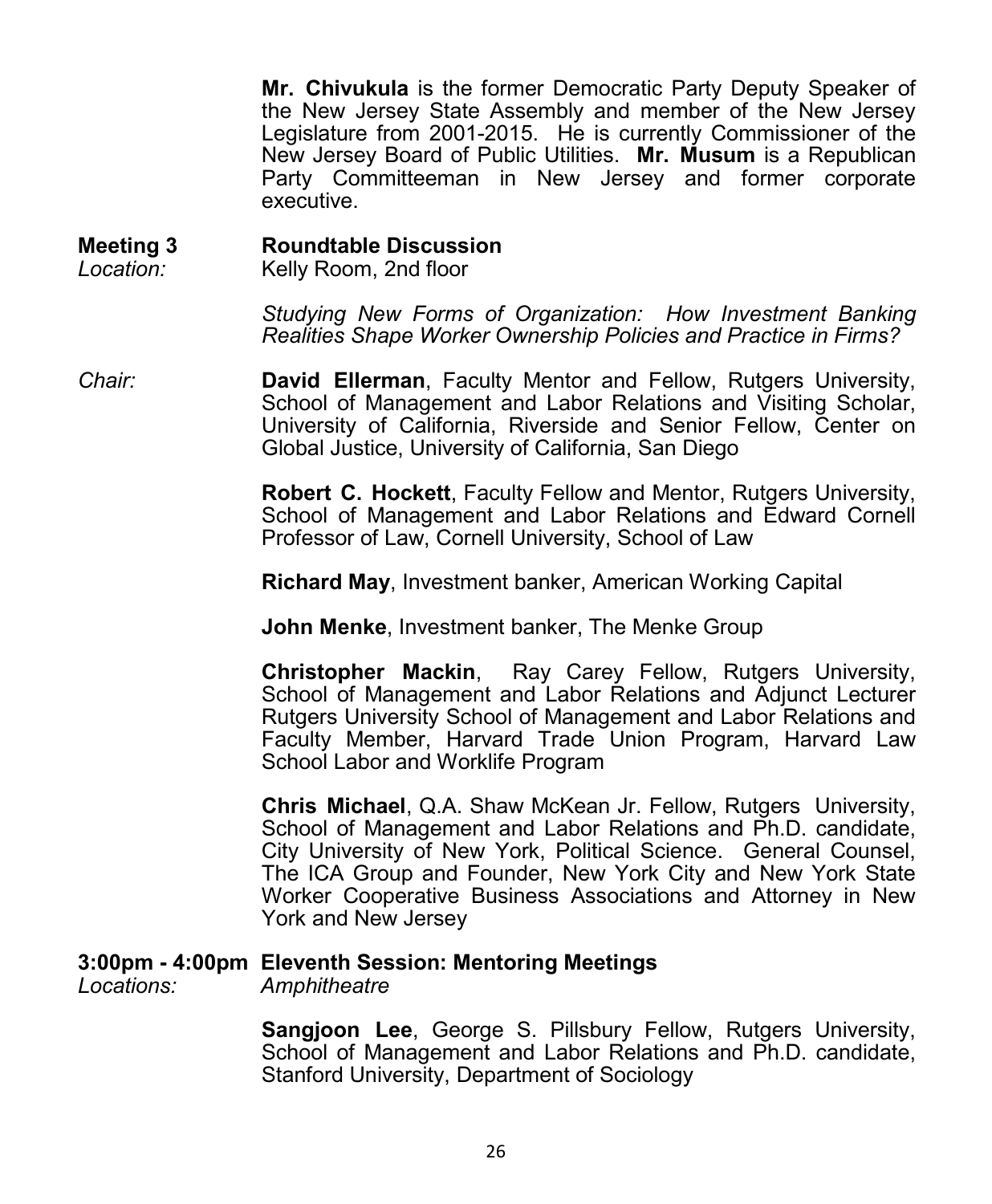**Mr. Chivukula** is the former Democratic Party Deputy Speaker of the New Jersey State Assembly and member of the New Jersey Legislature from 2001-2015. He is currently Commissioner of the New Jersey Board of Public Utilities. **Mr. Musum** is a Republican Party Committeeman in New Jersey and former corporate executive.

**Meeting 3** **Roundtable Discussion**
*Location:* Kelly Room, 2nd floor

*Studying New Forms of Organization: How Investment Banking Realities Shape Worker Ownership Policies and Practice in Firms?*

*Chair:* **David Ellerman**, Faculty Mentor and Fellow, Rutgers University, School of Management and Labor Relations and Visiting Scholar, University of California, Riverside and Senior Fellow, Center on Global Justice, University of California, San Diego

**Robert C. Hockett**, Faculty Fellow and Mentor, Rutgers University, School of Management and Labor Relations and Edward Cornell Professor of Law, Cornell University, School of Law

**Richard May**, Investment banker, American Working Capital

**John Menke**, Investment banker, The Menke Group

**Christopher Mackin**, Ray Carey Fellow, Rutgers University, School of Management and Labor Relations and Adjunct Lecturer Rutgers University School of Management and Labor Relations and Faculty Member, Harvard Trade Union Program, Harvard Law School Labor and Worklife Program

**Chris Michael**, Q.A. Shaw McKean Jr. Fellow, Rutgers University, School of Management and Labor Relations and Ph.D. candidate, City University of New York, Political Science. General Counsel, The ICA Group and Founder, New York City and New York State Worker Cooperative Business Associations and Attorney in New York and New Jersey

**3:00pm - 4:00pm Eleventh Session: Mentoring Meetings**
*Locations:* *Amphitheatre*

**Sangjoon Lee**, George S. Pillsbury Fellow, Rutgers University, School of Management and Labor Relations and Ph.D. candidate, Stanford University, Department of Sociology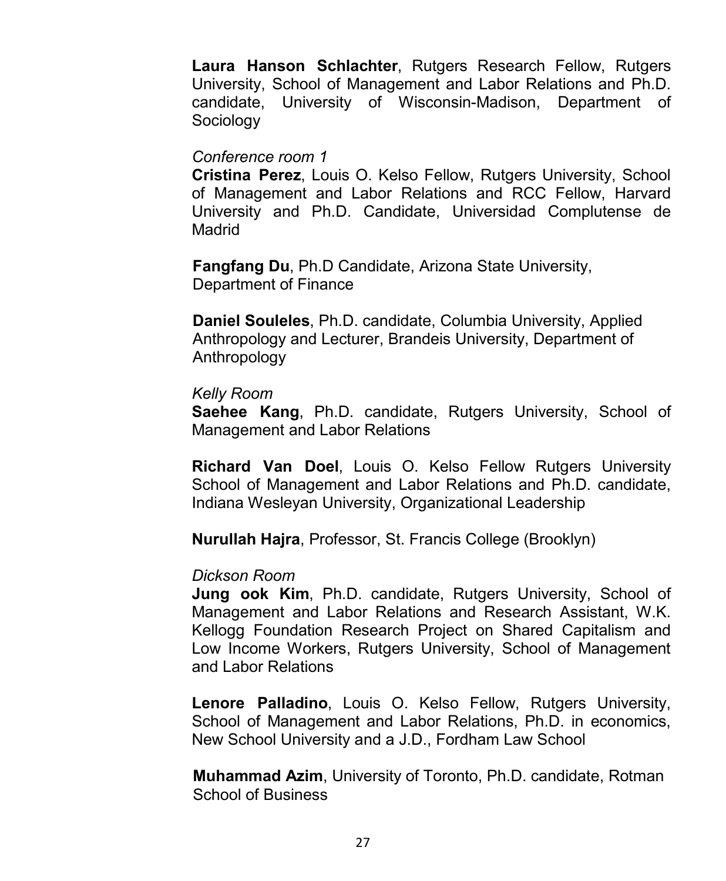**Laura Hanson Schlachter**, Rutgers Research Fellow, Rutgers University, School of Management and Labor Relations and Ph.D. candidate, University of Wisconsin-Madison, Department of Sociology

*Conference room 1*

**Cristina Perez**, Louis O. Kelso Fellow, Rutgers University, School of Management and Labor Relations and RCC Fellow, Harvard University and Ph.D. Candidate, Universidad Complutense de Madrid

**Fangfang Du**, Ph.D Candidate, Arizona State University, Department of Finance

**Daniel Souleles**, Ph.D. candidate, Columbia University, Applied Anthropology and Lecturer, Brandeis University, Department of Anthropology

*Kelly Room*

**Saehee Kang**, Ph.D. candidate, Rutgers University, School of Management and Labor Relations

**Richard Van Doel**, Louis O. Kelso Fellow Rutgers University School of Management and Labor Relations and Ph.D. candidate, Indiana Wesleyan University, Organizational Leadership

**Nurullah Hajra**, Professor, St. Francis College (Brooklyn)

*Dickson Room*

**Jung ook Kim**, Ph.D. candidate, Rutgers University, School of Management and Labor Relations and Research Assistant, W.K. Kellogg Foundation Research Project on Shared Capitalism and Low Income Workers, Rutgers University, School of Management and Labor Relations

**Lenore Palladino**, Louis O. Kelso Fellow, Rutgers University, School of Management and Labor Relations, Ph.D. in economics, New School University and a J.D., Fordham Law School

**Muhammad Azim**, University of Toronto, Ph.D. candidate, Rotman School of Business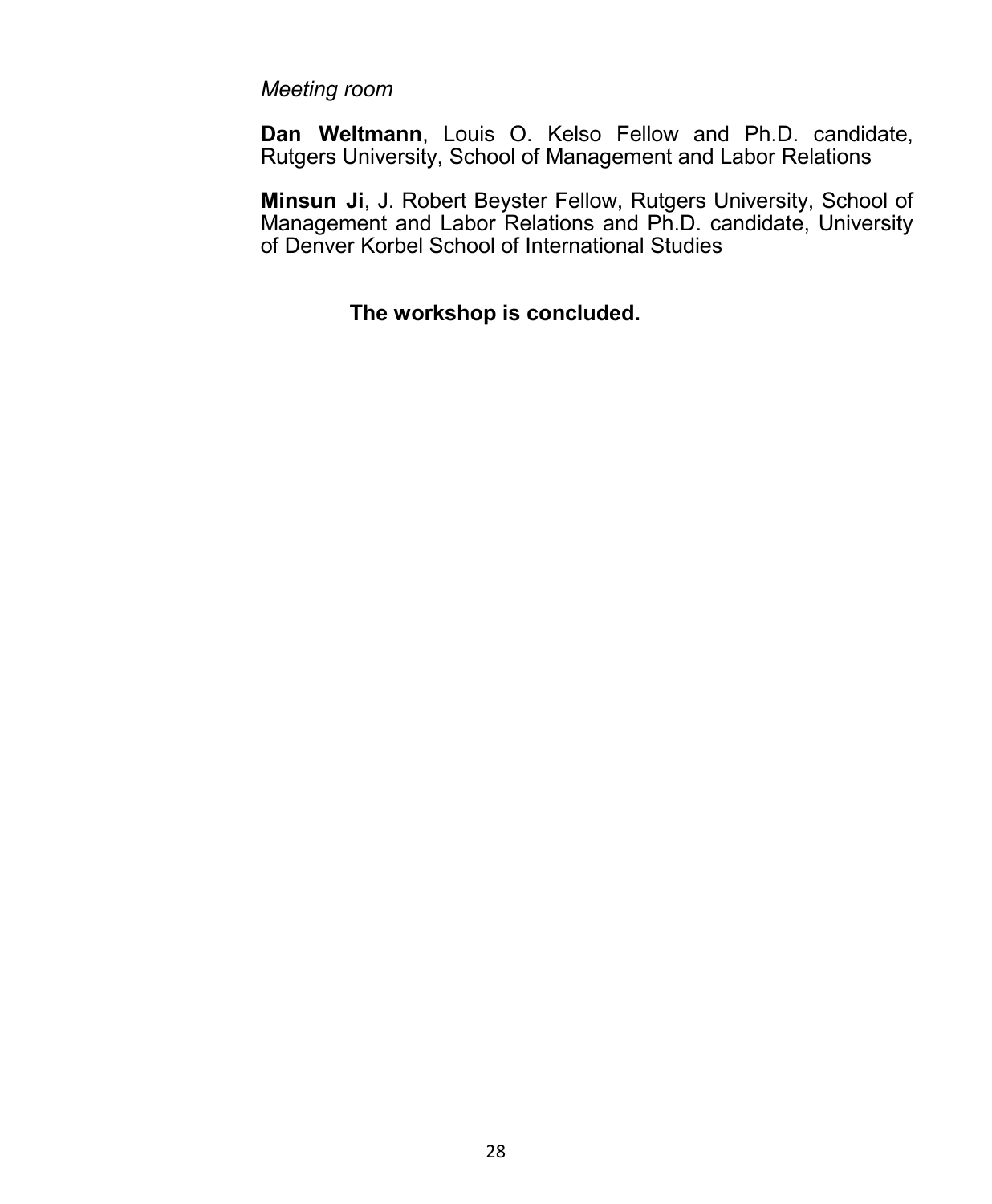*Meeting room*

**Dan Weltmann**, Louis O. Kelso Fellow and Ph.D. candidate, Rutgers University, School of Management and Labor Relations

**Minsun Ji**, J. Robert Beyster Fellow, Rutgers University, School of Management and Labor Relations and Ph.D. candidate, University of Denver Korbel School of International Studies

**The workshop is concluded.**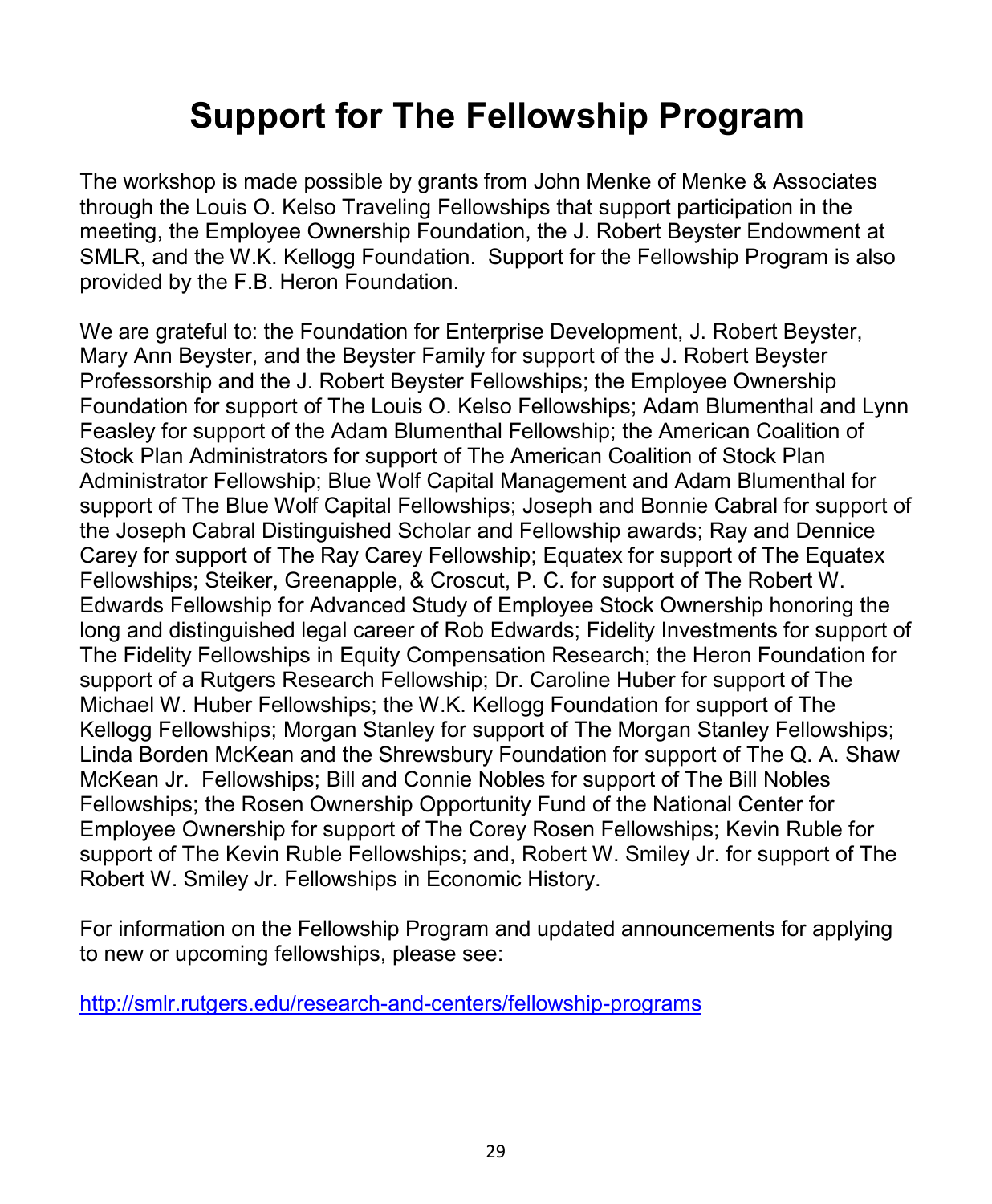# Support for The Fellowship Program

The workshop is made possible by grants from John Menke of Menke & Associates through the Louis O. Kelso Traveling Fellowships that support participation in the meeting, the Employee Ownership Foundation, the J. Robert Beyster Endowment at SMLR, and the W.K. Kellogg Foundation. Support for the Fellowship Program is also provided by the F.B. Heron Foundation.

We are grateful to: the Foundation for Enterprise Development, J. Robert Beyster, Mary Ann Beyster, and the Beyster Family for support of the J. Robert Beyster Professorship and the J. Robert Beyster Fellowships; the Employee Ownership Foundation for support of The Louis O. Kelso Fellowships; Adam Blumenthal and Lynn Feasley for support of the Adam Blumenthal Fellowship; the American Coalition of Stock Plan Administrators for support of The American Coalition of Stock Plan Administrator Fellowship; Blue Wolf Capital Management and Adam Blumenthal for support of The Blue Wolf Capital Fellowships; Joseph and Bonnie Cabral for support of the Joseph Cabral Distinguished Scholar and Fellowship awards; Ray and Dennice Carey for support of The Ray Carey Fellowship; Equatex for support of The Equatex Fellowships; Steiker, Greenapple, & Croscut, P. C. for support of The Robert W. Edwards Fellowship for Advanced Study of Employee Stock Ownership honoring the long and distinguished legal career of Rob Edwards; Fidelity Investments for support of The Fidelity Fellowships in Equity Compensation Research; the Heron Foundation for support of a Rutgers Research Fellowship; Dr. Caroline Huber for support of The Michael W. Huber Fellowships; the W.K. Kellogg Foundation for support of The Kellogg Fellowships; Morgan Stanley for support of The Morgan Stanley Fellowships; Linda Borden McKean and the Shrewsbury Foundation for support of The Q. A. Shaw McKean Jr. Fellowships; Bill and Connie Nobles for support of The Bill Nobles Fellowships; the Rosen Ownership Opportunity Fund of the National Center for Employee Ownership for support of The Corey Rosen Fellowships; Kevin Ruble for support of The Kevin Ruble Fellowships; and, Robert W. Smiley Jr. for support of The Robert W. Smiley Jr. Fellowships in Economic History.

For information on the Fellowship Program and updated announcements for applying to new or upcoming fellowships, please see:

http://smlr.rutgers.edu/research-and-centers/fellowship-programs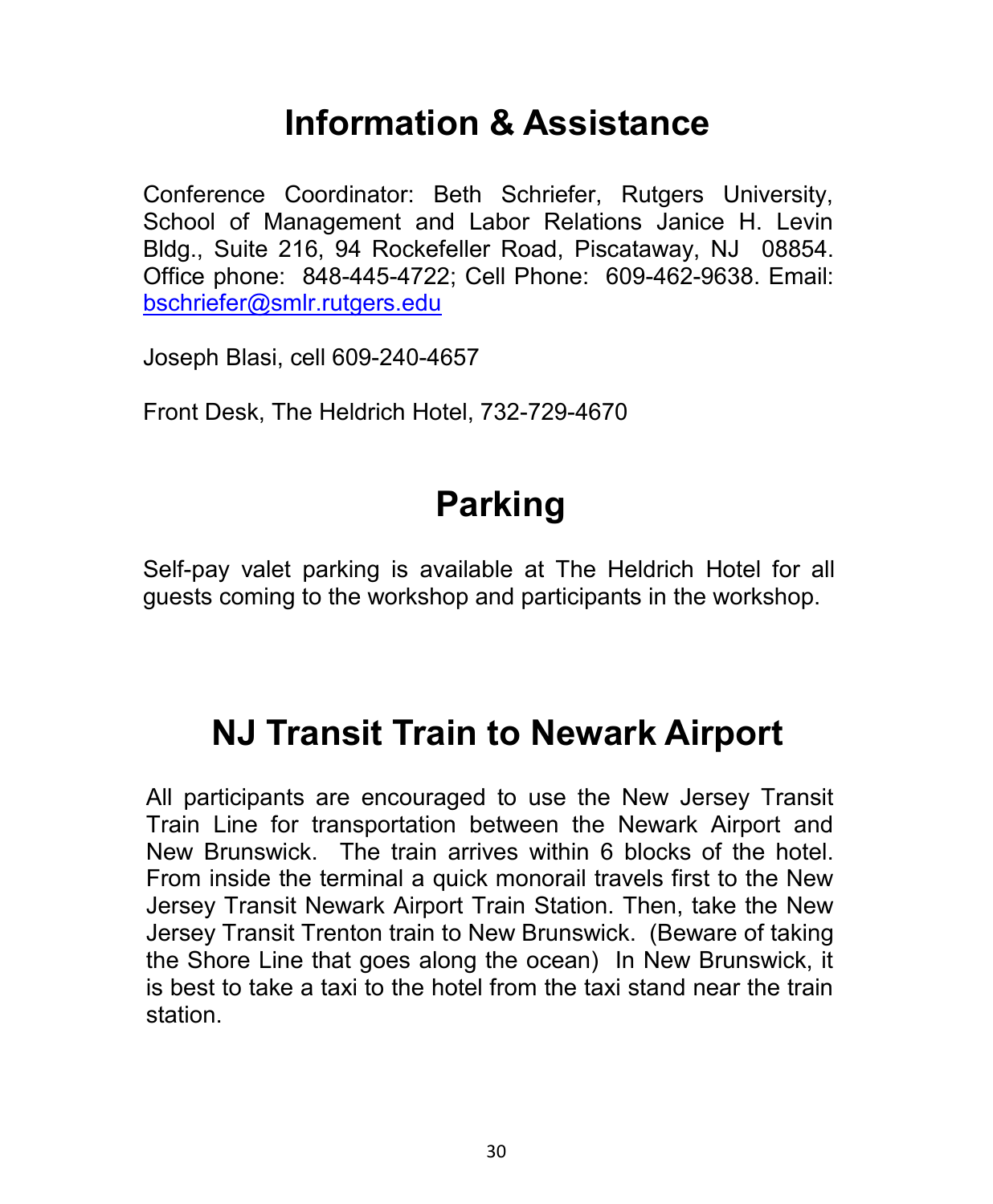# Information & Assistance

Conference Coordinator: Beth Schriefer, Rutgers University, School of Management and Labor Relations Janice H. Levin Bldg., Suite 216, 94 Rockefeller Road, Piscataway, NJ 08854. Office phone: 848-445-4722; Cell Phone: 609-462-9638. Email: bschriefer@smlr.rutgers.edu

Joseph Blasi, cell 609-240-4657

Front Desk, The Heldrich Hotel, 732-729-4670

# Parking

Self-pay valet parking is available at The Heldrich Hotel for all guests coming to the workshop and participants in the workshop.

# NJ Transit Train to Newark Airport

All participants are encouraged to use the New Jersey Transit Train Line for transportation between the Newark Airport and New Brunswick. The train arrives within 6 blocks of the hotel. From inside the terminal a quick monorail travels first to the New Jersey Transit Newark Airport Train Station. Then, take the New Jersey Transit Trenton train to New Brunswick. (Beware of taking the Shore Line that goes along the ocean) In New Brunswick, it is best to take a taxi to the hotel from the taxi stand near the train station.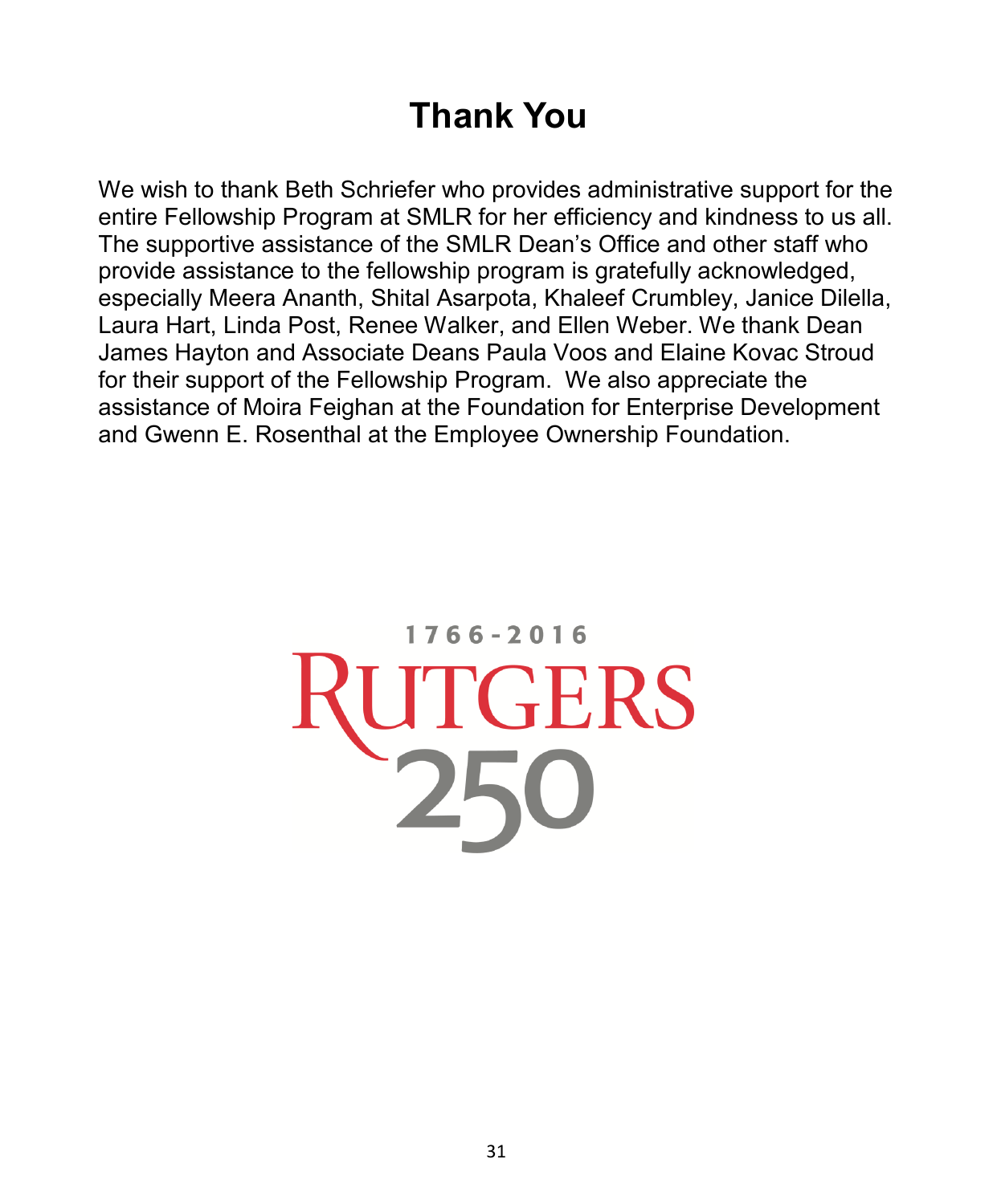# Thank You

We wish to thank Beth Schriefer who provides administrative support for the entire Fellowship Program at SMLR for her efficiency and kindness to us all. The supportive assistance of the SMLR Dean's Office and other staff who provide assistance to the fellowship program is gratefully acknowledged, especially Meera Ananth, Shital Asarpota, Khaleef Crumbley, Janice Dilella, Laura Hart, Linda Post, Renee Walker, and Ellen Weber. We thank Dean James Hayton and Associate Deans Paula Voos and Elaine Kovac Stroud for their support of the Fellowship Program. We also appreciate the assistance of Moira Feighan at the Foundation for Enterprise Development and Gwenn E. Rosenthal at the Employee Ownership Foundation.

1766-2016

RUTGERS

250